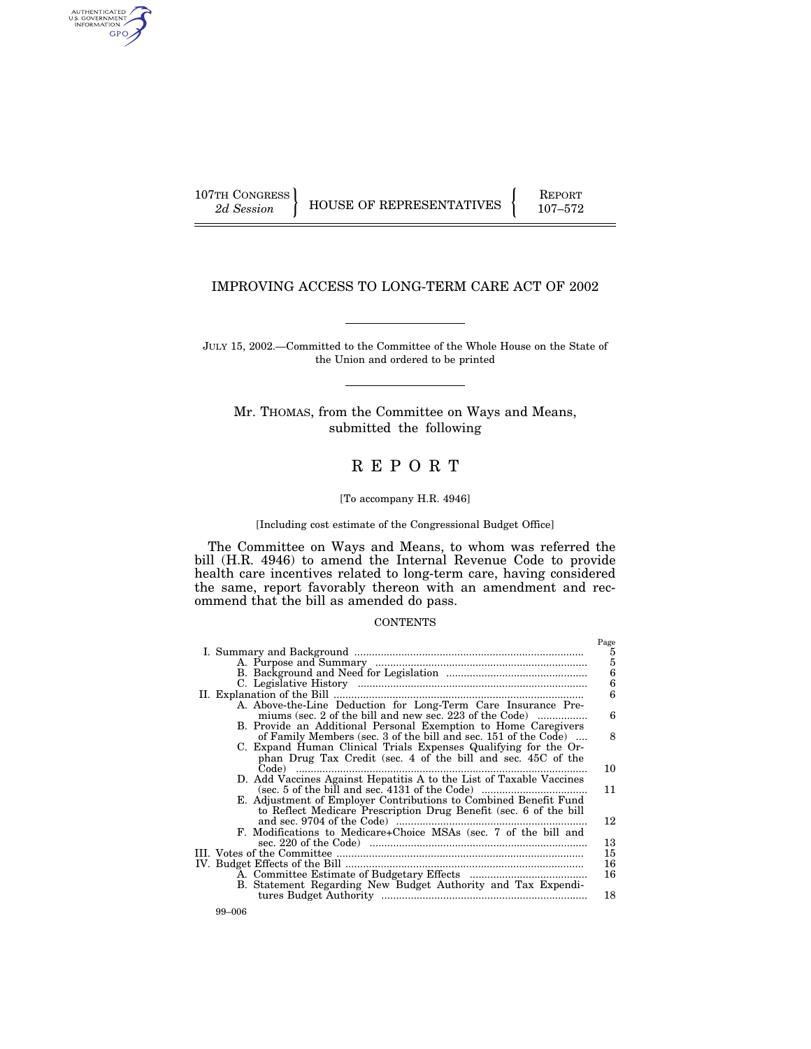107TH CONGRESS
*2d Session*

HOUSE OF REPRESENTATIVES

REPORT
107–572

# IMPROVING ACCESS TO LONG-TERM CARE ACT OF 2002

JULY 15, 2002.—Committed to the Committee of the Whole House on the State of the Union and ordered to be printed

Mr. THOMAS, from the Committee on Ways and Means, submitted the following

# R E P O R T

[To accompany H.R. 4946]

[Including cost estimate of the Congressional Budget Office]

The Committee on Ways and Means, to whom was referred the bill (H.R. 4946) to amend the Internal Revenue Code to provide health care incentives related to long-term care, having considered the same, report favorably thereon with an amendment and recommend that the bill as amended do pass.

## CONTENTS

| | Page |
|---|---|
| I. Summary and Background | 5 |
| A. Purpose and Summary | 5 |
| B. Background and Need for Legislation | 6 |
| C. Legislative History | 6 |
| II. Explanation of the Bill | 6 |
| A. Above-the-Line Deduction for Long-Term Care Insurance Premiums (sec. 2 of the bill and new sec. 223 of the Code) | 6 |
| B. Provide an Additional Personal Exemption to Home Caregivers of Family Members (sec. 3 of the bill and sec. 151 of the Code) | 8 |
| C. Expand Human Clinical Trials Expenses Qualifying for the Orphan Drug Tax Credit (sec. 4 of the bill and sec. 45C of the Code) | 10 |
| D. Add Vaccines Against Hepatitis A to the List of Taxable Vaccines (sec. 5 of the bill and sec. 4131 of the Code) | 11 |
| E. Adjustment of Employer Contributions to Combined Benefit Fund to Reflect Medicare Prescription Drug Benefit (sec. 6 of the bill and sec. 9704 of the Code) | 12 |
| F. Modifications to Medicare+Choice MSAs (sec. 7 of the bill and sec. 220 of the Code) | 13 |
| III. Votes of the Committee | 15 |
| IV. Budget Effects of the Bill | 16 |
| A. Committee Estimate of Budgetary Effects | 16 |
| B. Statement Regarding New Budget Authority and Tax Expenditures Budget Authority | 18 |

99–006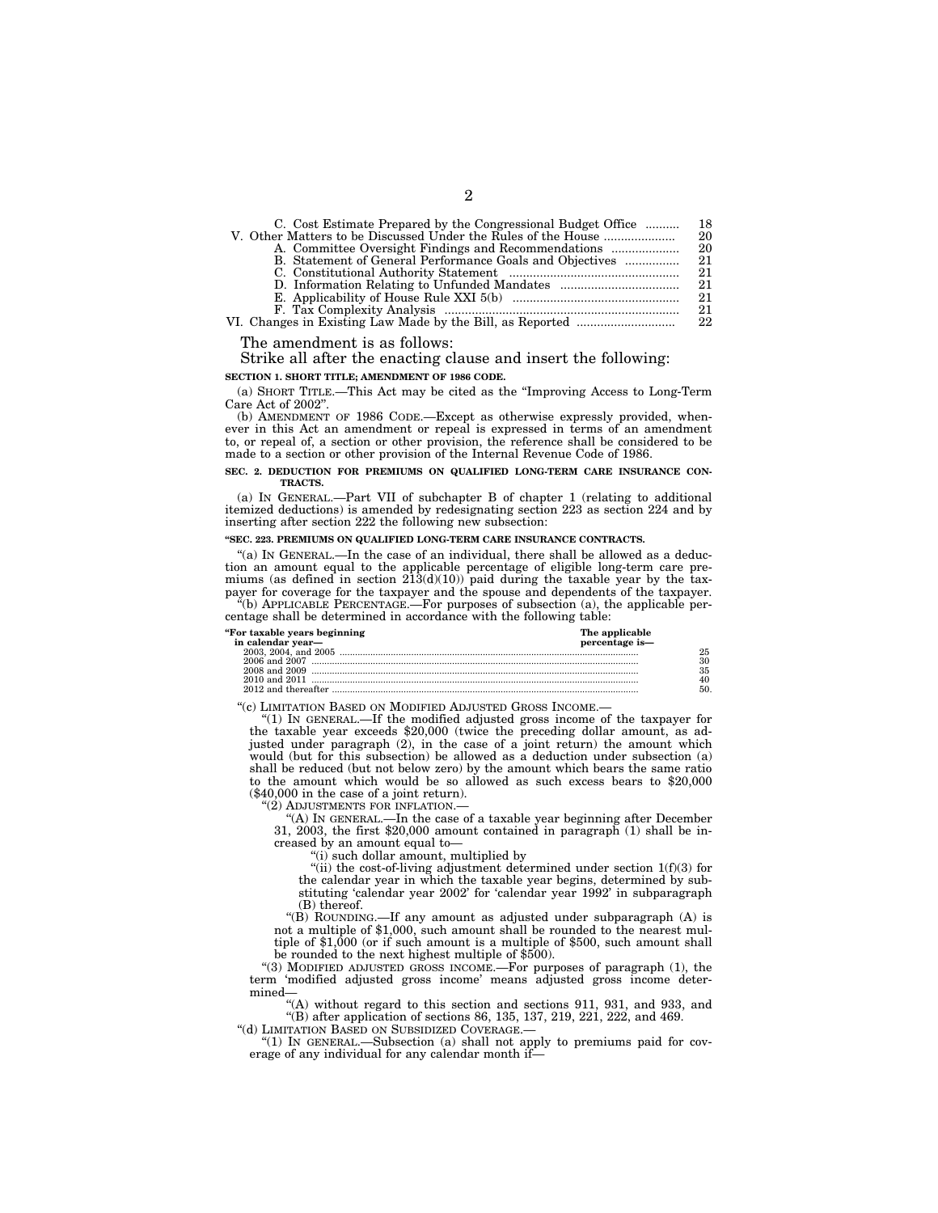| | |
|---|---|
| C. Cost Estimate Prepared by the Congressional Budget Office | 18 |
| V. Other Matters to be Discussed Under the Rules of the House | 20 |
| A. Committee Oversight Findings and Recommendations | 20 |
| B. Statement of General Performance Goals and Objectives | 21 |
| C. Constitutional Authority Statement | 21 |
| D. Information Relating to Unfunded Mandates | 21 |
| E. Applicability of House Rule XXI 5(b) | 21 |
| F. Tax Complexity Analysis | 21 |
| VI. Changes in Existing Law Made by the Bill, as Reported | 22 |

The amendment is as follows:

Strike all after the enacting clause and insert the following:

**SECTION 1. SHORT TITLE; AMENDMENT OF 1986 CODE.**

(a) SHORT TITLE.—This Act may be cited as the "Improving Access to Long-Term Care Act of 2002".

(b) AMENDMENT OF 1986 CODE.—Except as otherwise expressly provided, whenever in this Act an amendment or repeal is expressed in terms of an amendment to, or repeal of, a section or other provision, the reference shall be considered to be made to a section or other provision of the Internal Revenue Code of 1986.

**SEC. 2. DEDUCTION FOR PREMIUMS ON QUALIFIED LONG-TERM CARE INSURANCE CONTRACTS.**

(a) IN GENERAL.—Part VII of subchapter B of chapter 1 (relating to additional itemized deductions) is amended by redesignating section 223 as section 224 and by inserting after section 222 the following new subsection:

**"SEC. 223. PREMIUMS ON QUALIFIED LONG-TERM CARE INSURANCE CONTRACTS.**

"(a) IN GENERAL.—In the case of an individual, there shall be allowed as a deduction an amount equal to the applicable percentage of eligible long-term care premiums (as defined in section 213(d)(10)) paid during the taxable year by the taxpayer for coverage for the taxpayer and the spouse and dependents of the taxpayer.

"(b) APPLICABLE PERCENTAGE.—For purposes of subsection (a), the applicable percentage shall be determined in accordance with the following table:

| "For taxable years beginning in calendar year— | The applicable percentage is— |
|---|---|
| 2003, 2004, and 2005 | 25 |
| 2006 and 2007 | 30 |
| 2008 and 2009 | 35 |
| 2010 and 2011 | 40 |
| 2012 and thereafter | 50. |

"(c) LIMITATION BASED ON MODIFIED ADJUSTED GROSS INCOME.—

"(1) IN GENERAL.—If the modified adjusted gross income of the taxpayer for the taxable year exceeds $20,000 (twice the preceding dollar amount, as adjusted under paragraph (2), in the case of a joint return) the amount which would (but for this subsection) be allowed as a deduction under subsection (a) shall be reduced (but not below zero) by the amount which bears the same ratio to the amount which would be so allowed as such excess bears to $20,000 ($40,000 in the case of a joint return).

"(2) ADJUSTMENTS FOR INFLATION.—

"(A) IN GENERAL.—In the case of a taxable year beginning after December 31, 2003, the first $20,000 amount contained in paragraph (1) shall be increased by an amount equal to—

"(i) such dollar amount, multiplied by

"(ii) the cost-of-living adjustment determined under section 1(f)(3) for the calendar year in which the taxable year begins, determined by substituting 'calendar year 2002' for 'calendar year 1992' in subparagraph (B) thereof.

"(B) ROUNDING.—If any amount as adjusted under subparagraph (A) is not a multiple of $1,000, such amount shall be rounded to the nearest multiple of $1,000 (or if such amount is a multiple of $500, such amount shall be rounded to the next highest multiple of $500).

"(3) MODIFIED ADJUSTED GROSS INCOME.—For purposes of paragraph (1), the term 'modified adjusted gross income' means adjusted gross income determined—

"(A) without regard to this section and sections 911, 931, and 933, and

"(B) after application of sections 86, 135, 137, 219, 221, 222, and 469.

"(d) LIMITATION BASED ON SUBSIDIZED COVERAGE.—

"(1) IN GENERAL.—Subsection (a) shall not apply to premiums paid for coverage of any individual for any calendar month if—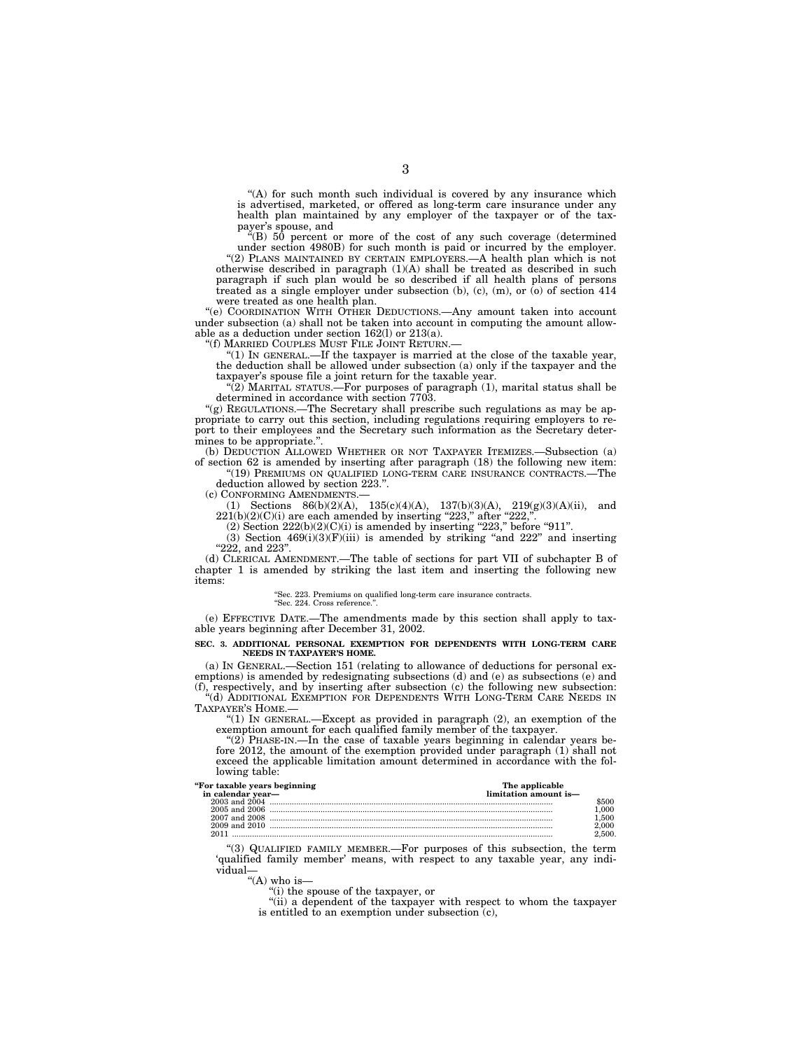"(A) for such month such individual is covered by any insurance which is advertised, marketed, or offered as long-term care insurance under any health plan maintained by any employer of the taxpayer or of the taxpayer's spouse, and

"(B) 50 percent or more of the cost of any such coverage (determined under section 4980B) for such month is paid or incurred by the employer.

"(2) PLANS MAINTAINED BY CERTAIN EMPLOYERS.—A health plan which is not otherwise described in paragraph (1)(A) shall be treated as described in such paragraph if such plan would be so described if all health plans of persons treated as a single employer under subsection (b), (c), (m), or (o) of section 414 were treated as one health plan.

"(e) COORDINATION WITH OTHER DEDUCTIONS.—Any amount taken into account under subsection (a) shall not be taken into account in computing the amount allowable as a deduction under section 162(l) or 213(a).

"(f) MARRIED COUPLES MUST FILE JOINT RETURN.—

"(1) IN GENERAL.—If the taxpayer is married at the close of the taxable year, the deduction shall be allowed under subsection (a) only if the taxpayer and the taxpayer's spouse file a joint return for the taxable year.

"(2) MARITAL STATUS.—For purposes of paragraph (1), marital status shall be determined in accordance with section 7703.

"(g) REGULATIONS.—The Secretary shall prescribe such regulations as may be appropriate to carry out this section, including regulations requiring employers to report to their employees and the Secretary such information as the Secretary determines to be appropriate.".

(b) DEDUCTION ALLOWED WHETHER OR NOT TAXPAYER ITEMIZES.—Subsection (a) of section 62 is amended by inserting after paragraph (18) the following new item:

"(19) PREMIUMS ON QUALIFIED LONG-TERM CARE INSURANCE CONTRACTS.—The deduction allowed by section 223.".

(c) CONFORMING AMENDMENTS.—

(1) Sections 86(b)(2)(A), 135(c)(4)(A), 137(b)(3)(A), 219(g)(3)(A)(ii), and 221(b)(2)(C)(i) are each amended by inserting "223," after "222,".

(2) Section 222(b)(2)(C)(i) is amended by inserting "223," before "911".

(3) Section 469(i)(3)(F)(iii) is amended by striking "and 222" and inserting "222, and 223".

(d) CLERICAL AMENDMENT.—The table of sections for part VII of subchapter B of chapter 1 is amended by striking the last item and inserting the following new items:

"Sec. 223. Premiums on qualified long-term care insurance contracts.
"Sec. 224. Cross reference.".

(e) EFFECTIVE DATE.—The amendments made by this section shall apply to taxable years beginning after December 31, 2002.

**SEC. 3. ADDITIONAL PERSONAL EXEMPTION FOR DEPENDENTS WITH LONG-TERM CARE NEEDS IN TAXPAYER'S HOME.**

(a) IN GENERAL.—Section 151 (relating to allowance of deductions for personal exemptions) is amended by redesignating subsections (d) and (e) as subsections (e) and (f), respectively, and by inserting after subsection (c) the following new subsection:

"(d) ADDITIONAL EXEMPTION FOR DEPENDENTS WITH LONG-TERM CARE NEEDS IN TAXPAYER'S HOME.—

"(1) IN GENERAL.—Except as provided in paragraph (2), an exemption of the exemption amount for each qualified family member of the taxpayer.

"(2) PHASE-IN.—In the case of taxable years beginning in calendar years before 2012, the amount of the exemption provided under paragraph (1) shall not exceed the applicable limitation amount determined in accordance with the following table:

| "For taxable years beginning in calendar year— | The applicable limitation amount is— |
|---|---|
| 2003 and 2004 | $500 |
| 2005 and 2006 | 1,000 |
| 2007 and 2008 | 1,500 |
| 2009 and 2010 | 2,000 |
| 2011 | 2,500. |

"(3) QUALIFIED FAMILY MEMBER.—For purposes of this subsection, the term 'qualified family member' means, with respect to any taxable year, any individual—

"(A) who is—

"(i) the spouse of the taxpayer, or

"(ii) a dependent of the taxpayer with respect to whom the taxpayer is entitled to an exemption under subsection (c),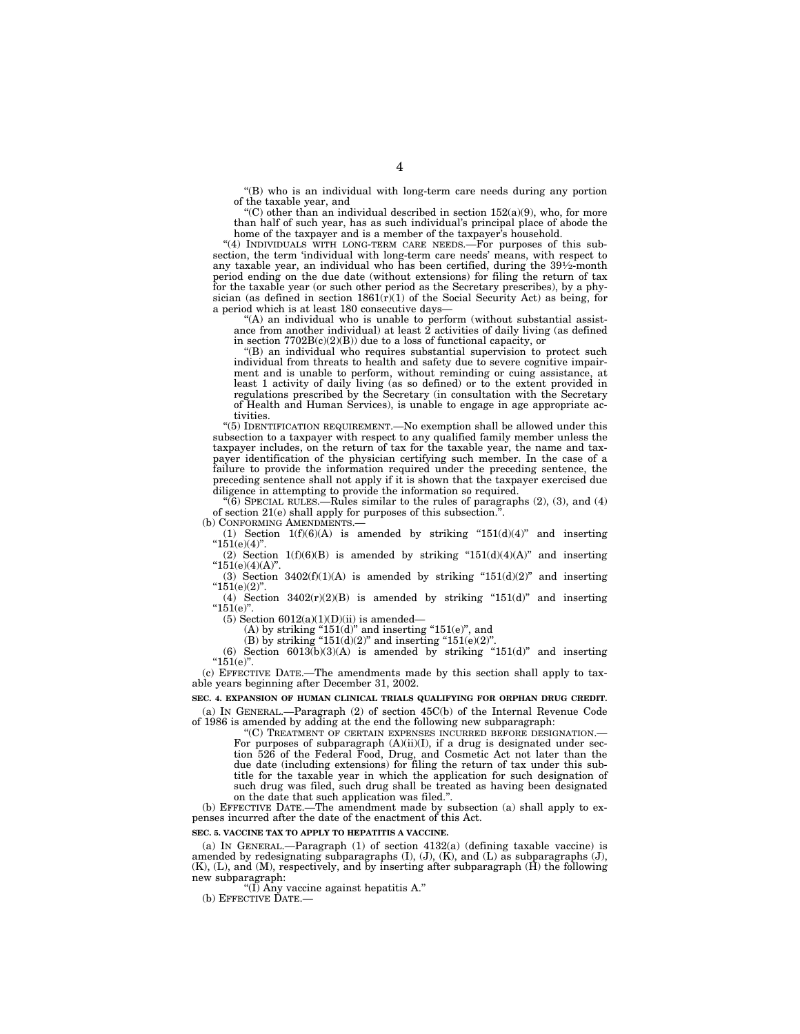"(B) who is an individual with long-term care needs during any portion of the taxable year, and

"(C) other than an individual described in section 152(a)(9), who, for more than half of such year, has as such individual's principal place of abode the home of the taxpayer and is a member of the taxpayer's household.

"(4) INDIVIDUALS WITH LONG-TERM CARE NEEDS.—For purposes of this subsection, the term 'individual with long-term care needs' means, with respect to any taxable year, an individual who has been certified, during the 39½-month period ending on the due date (without extensions) for filing the return of tax for the taxable year (or such other period as the Secretary prescribes), by a physician (as defined in section 1861(r)(1) of the Social Security Act) as being, for a period which is at least 180 consecutive days—

"(A) an individual who is unable to perform (without substantial assistance from another individual) at least 2 activities of daily living (as defined in section 7702B(c)(2)(B)) due to a loss of functional capacity, or

"(B) an individual who requires substantial supervision to protect such individual from threats to health and safety due to severe cognitive impairment and is unable to perform, without reminding or cuing assistance, at least 1 activity of daily living (as so defined) or to the extent provided in regulations prescribed by the Secretary (in consultation with the Secretary of Health and Human Services), is unable to engage in age appropriate activities.

"(5) IDENTIFICATION REQUIREMENT.—No exemption shall be allowed under this subsection to a taxpayer with respect to any qualified family member unless the taxpayer includes, on the return of tax for the taxable year, the name and taxpayer identification of the physician certifying such member. In the case of a failure to provide the information required under the preceding sentence, the preceding sentence shall not apply if it is shown that the taxpayer exercised due diligence in attempting to provide the information so required.

"(6) SPECIAL RULES.—Rules similar to the rules of paragraphs (2), (3), and (4) of section 21(e) shall apply for purposes of this subsection.".

(b) CONFORMING AMENDMENTS.—

(1) Section 1(f)(6)(A) is amended by striking "151(d)(4)" and inserting "151(e)(4)".

(2) Section 1(f)(6)(B) is amended by striking "151(d)(4)(A)" and inserting "151(e)(4)(A)".

(3) Section 3402(f)(1)(A) is amended by striking "151(d)(2)" and inserting "151(e)(2)".

(4) Section 3402(r)(2)(B) is amended by striking "151(d)" and inserting "151(e)".

(5) Section 6012(a)(1)(D)(ii) is amended—

(A) by striking "151(d)" and inserting "151(e)", and

(B) by striking "151(d)(2)" and inserting "151(e)(2)".

(6) Section 6013(b)(3)(A) is amended by striking "151(d)" and inserting "151(e)".

(c) EFFECTIVE DATE.—The amendments made by this section shall apply to taxable years beginning after December 31, 2002.

**SEC. 4. EXPANSION OF HUMAN CLINICAL TRIALS QUALIFYING FOR ORPHAN DRUG CREDIT.**

(a) IN GENERAL.—Paragraph (2) of section 45C(b) of the Internal Revenue Code of 1986 is amended by adding at the end the following new subparagraph:

"(C) TREATMENT OF CERTAIN EXPENSES INCURRED BEFORE DESIGNATION.— For purposes of subparagraph (A)(ii)(I), if a drug is designated under section 526 of the Federal Food, Drug, and Cosmetic Act not later than the due date (including extensions) for filing the return of tax under this subtitle for the taxable year in which the application for such designation of such drug was filed, such drug shall be treated as having been designated on the date that such application was filed.".

(b) EFFECTIVE DATE.—The amendment made by subsection (a) shall apply to expenses incurred after the date of the enactment of this Act.

**SEC. 5. VACCINE TAX TO APPLY TO HEPATITIS A VACCINE.**

(a) IN GENERAL.—Paragraph (1) of section 4132(a) (defining taxable vaccine) is amended by redesignating subparagraphs (I), (J), (K), and (L) as subparagraphs (J), (K), (L), and (M), respectively, and by inserting after subparagraph (H) the following new subparagraph:

"(I) Any vaccine against hepatitis A."

(b) EFFECTIVE DATE.—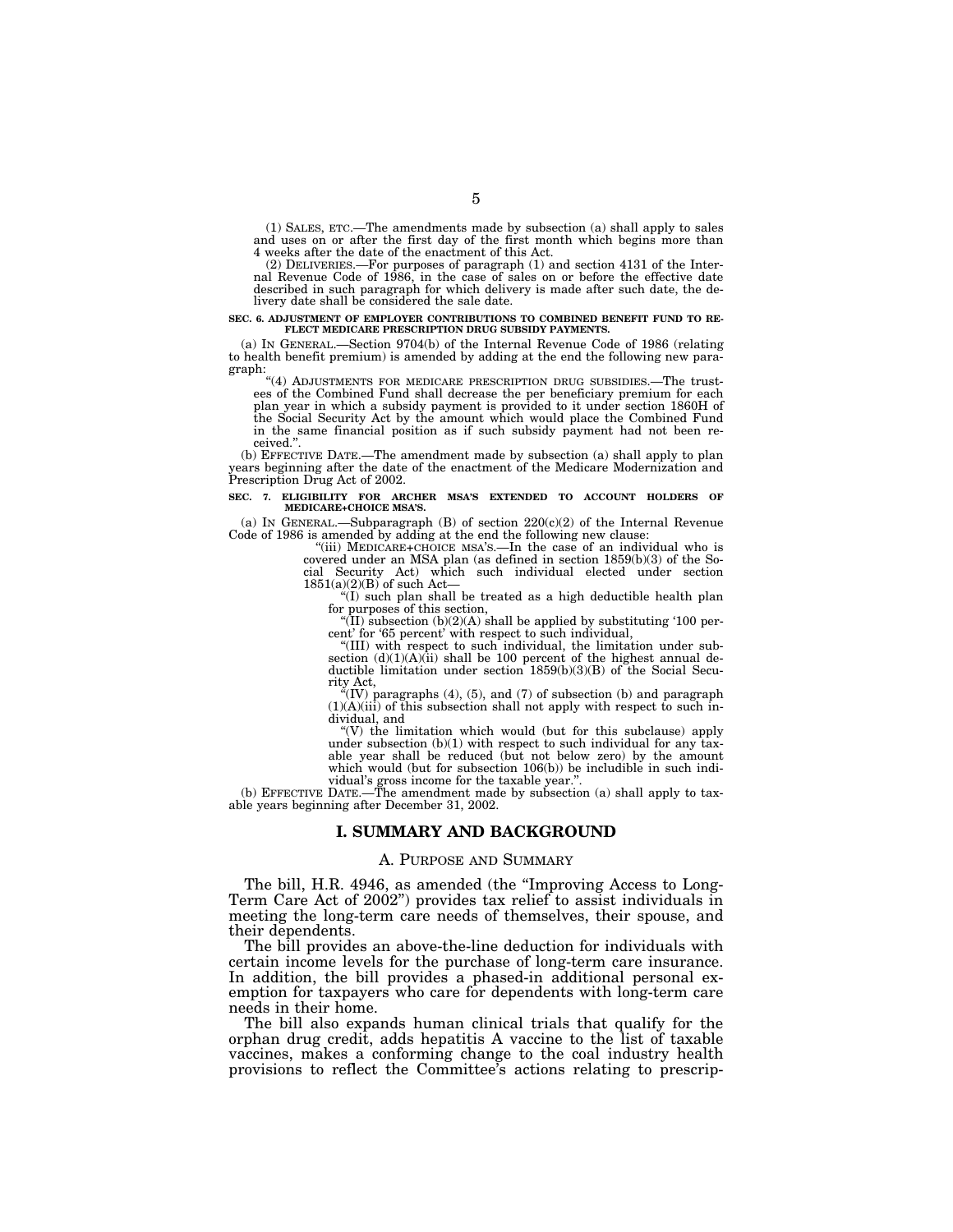(1) SALES, ETC.—The amendments made by subsection (a) shall apply to sales and uses on or after the first day of the first month which begins more than 4 weeks after the date of the enactment of this Act.

(2) DELIVERIES.—For purposes of paragraph (1) and section 4131 of the Internal Revenue Code of 1986, in the case of sales on or before the effective date described in such paragraph for which delivery is made after such date, the delivery date shall be considered the sale date.

**SEC. 6. ADJUSTMENT OF EMPLOYER CONTRIBUTIONS TO COMBINED BENEFIT FUND TO REFLECT MEDICARE PRESCRIPTION DRUG SUBSIDY PAYMENTS.**

(a) IN GENERAL.—Section 9704(b) of the Internal Revenue Code of 1986 (relating to health benefit premium) is amended by adding at the end the following new paragraph:

"(4) ADJUSTMENTS FOR MEDICARE PRESCRIPTION DRUG SUBSIDIES.—The trustees of the Combined Fund shall decrease the per beneficiary premium for each plan year in which a subsidy payment is provided to it under section 1860H of the Social Security Act by the amount which would place the Combined Fund in the same financial position as if such subsidy payment had not been received.".

(b) EFFECTIVE DATE.—The amendment made by subsection (a) shall apply to plan years beginning after the date of the enactment of the Medicare Modernization and Prescription Drug Act of 2002.

**SEC. 7. ELIGIBILITY FOR ARCHER MSA'S EXTENDED TO ACCOUNT HOLDERS OF MEDICARE+CHOICE MSA'S.**

(a) IN GENERAL.—Subparagraph (B) of section 220(c)(2) of the Internal Revenue Code of 1986 is amended by adding at the end the following new clause:

"(iii) MEDICARE+CHOICE MSA'S.—In the case of an individual who is covered under an MSA plan (as defined in section 1859(b)(3) of the Social Security Act) which such individual elected under section 1851(a)(2)(B) of such Act—

"(I) such plan shall be treated as a high deductible health plan for purposes of this section,

"(II) subsection (b)(2)(A) shall be applied by substituting '100 percent' for '65 percent' with respect to such individual,

"(III) with respect to such individual, the limitation under subsection (d)(1)(A)(ii) shall be 100 percent of the highest annual deductible limitation under section 1859(b)(3)(B) of the Social Security Act,

"(IV) paragraphs (4), (5), and (7) of subsection (b) and paragraph (1)(A)(iii) of this subsection shall not apply with respect to such individual, and

"(V) the limitation which would (but for this subclause) apply under subsection (b)(1) with respect to such individual for any taxable year shall be reduced (but not below zero) by the amount which would (but for subsection 106(b)) be includible in such individual's gross income for the taxable year.".

(b) EFFECTIVE DATE.—The amendment made by subsection (a) shall apply to taxable years beginning after December 31, 2002.

# I. SUMMARY AND BACKGROUND

## A. PURPOSE AND SUMMARY

The bill, H.R. 4946, as amended (the "Improving Access to Long-Term Care Act of 2002") provides tax relief to assist individuals in meeting the long-term care needs of themselves, their spouse, and their dependents.

The bill provides an above-the-line deduction for individuals with certain income levels for the purchase of long-term care insurance. In addition, the bill provides a phased-in additional personal exemption for taxpayers who care for dependents with long-term care needs in their home.

The bill also expands human clinical trials that qualify for the orphan drug credit, adds hepatitis A vaccine to the list of taxable vaccines, makes a conforming change to the coal industry health provisions to reflect the Committee's actions relating to prescrip-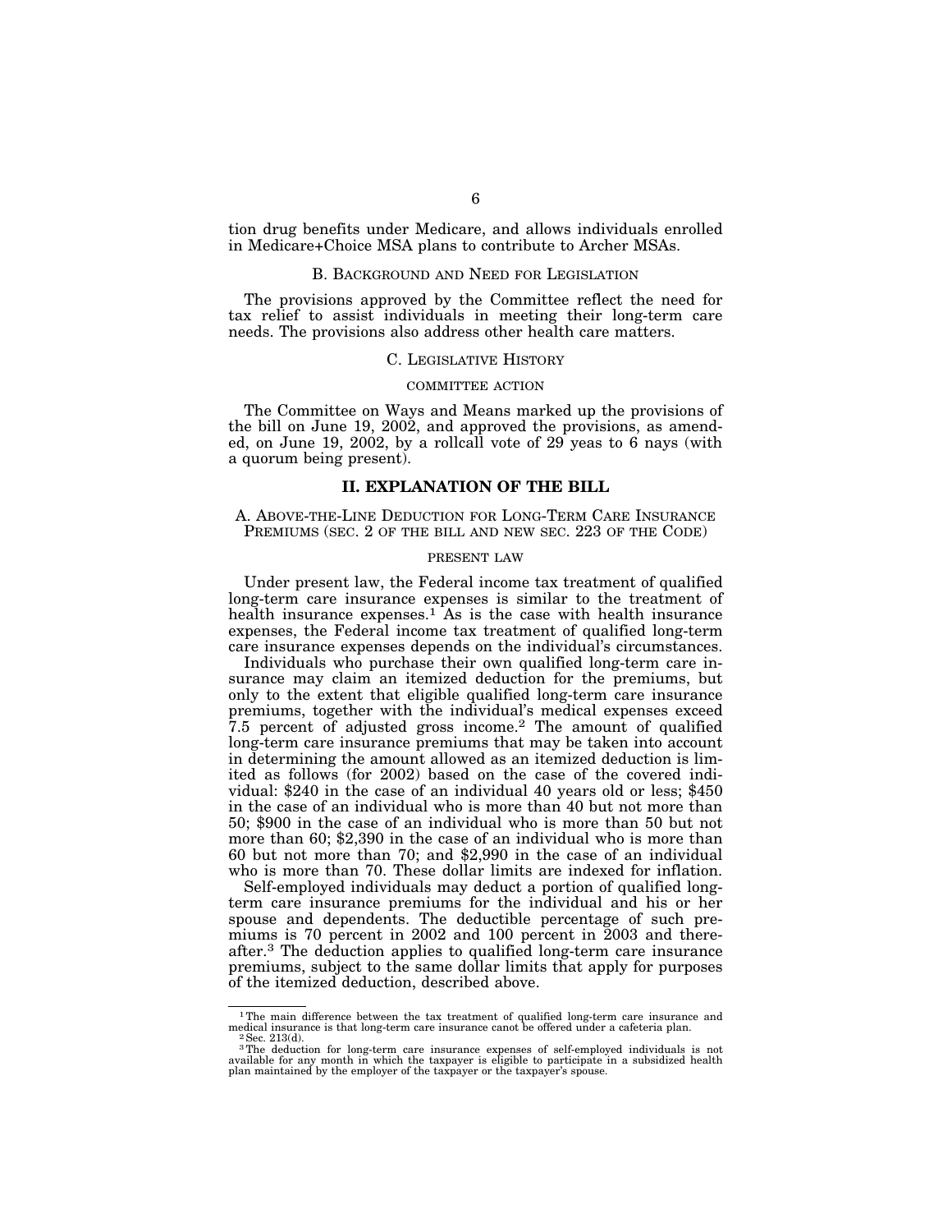tion drug benefits under Medicare, and allows individuals enrolled in Medicare+Choice MSA plans to contribute to Archer MSAs.

### B. Background and Need for Legislation

The provisions approved by the Committee reflect the need for tax relief to assist individuals in meeting their long-term care needs. The provisions also address other health care matters.

### C. Legislative History

#### COMMITTEE ACTION

The Committee on Ways and Means marked up the provisions of the bill on June 19, 2002, and approved the provisions, as amended, on June 19, 2002, by a rollcall vote of 29 yeas to 6 nays (with a quorum being present).

## II. EXPLANATION OF THE BILL

### A. Above-the-Line Deduction for Long-Term Care Insurance Premiums (sec. 2 of the bill and new sec. 223 of the Code)

#### PRESENT LAW

Under present law, the Federal income tax treatment of qualified long-term care insurance expenses is similar to the treatment of health insurance expenses.[1] As is the case with health insurance expenses, the Federal income tax treatment of qualified long-term care insurance expenses depends on the individual's circumstances.

Individuals who purchase their own qualified long-term care insurance may claim an itemized deduction for the premiums, but only to the extent that eligible qualified long-term care insurance premiums, together with the individual's medical expenses exceed 7.5 percent of adjusted gross income.[2] The amount of qualified long-term care insurance premiums that may be taken into account in determining the amount allowed as an itemized deduction is limited as follows (for 2002) based on the case of the covered individual: $240 in the case of an individual 40 years old or less; $450 in the case of an individual who is more than 40 but not more than 50; $900 in the case of an individual who is more than 50 but not more than 60; $2,390 in the case of an individual who is more than 60 but not more than 70; and $2,990 in the case of an individual who is more than 70. These dollar limits are indexed for inflation.

Self-employed individuals may deduct a portion of qualified long-term care insurance premiums for the individual and his or her spouse and dependents. The deductible percentage of such premiums is 70 percent in 2002 and 100 percent in 2003 and thereafter.[3] The deduction applies to qualified long-term care insurance premiums, subject to the same dollar limits that apply for purposes of the itemized deduction, described above.

---

[1] The main difference between the tax treatment of qualified long-term care insurance and medical insurance is that long-term care insurance canot be offered under a cafeteria plan.

[2] Sec. 213(d).

[3] The deduction for long-term care insurance expenses of self-employed individuals is not available for any month in which the taxpayer is eligible to participate in a subsidized health plan maintained by the employer of the taxpayer or the taxpayer's spouse.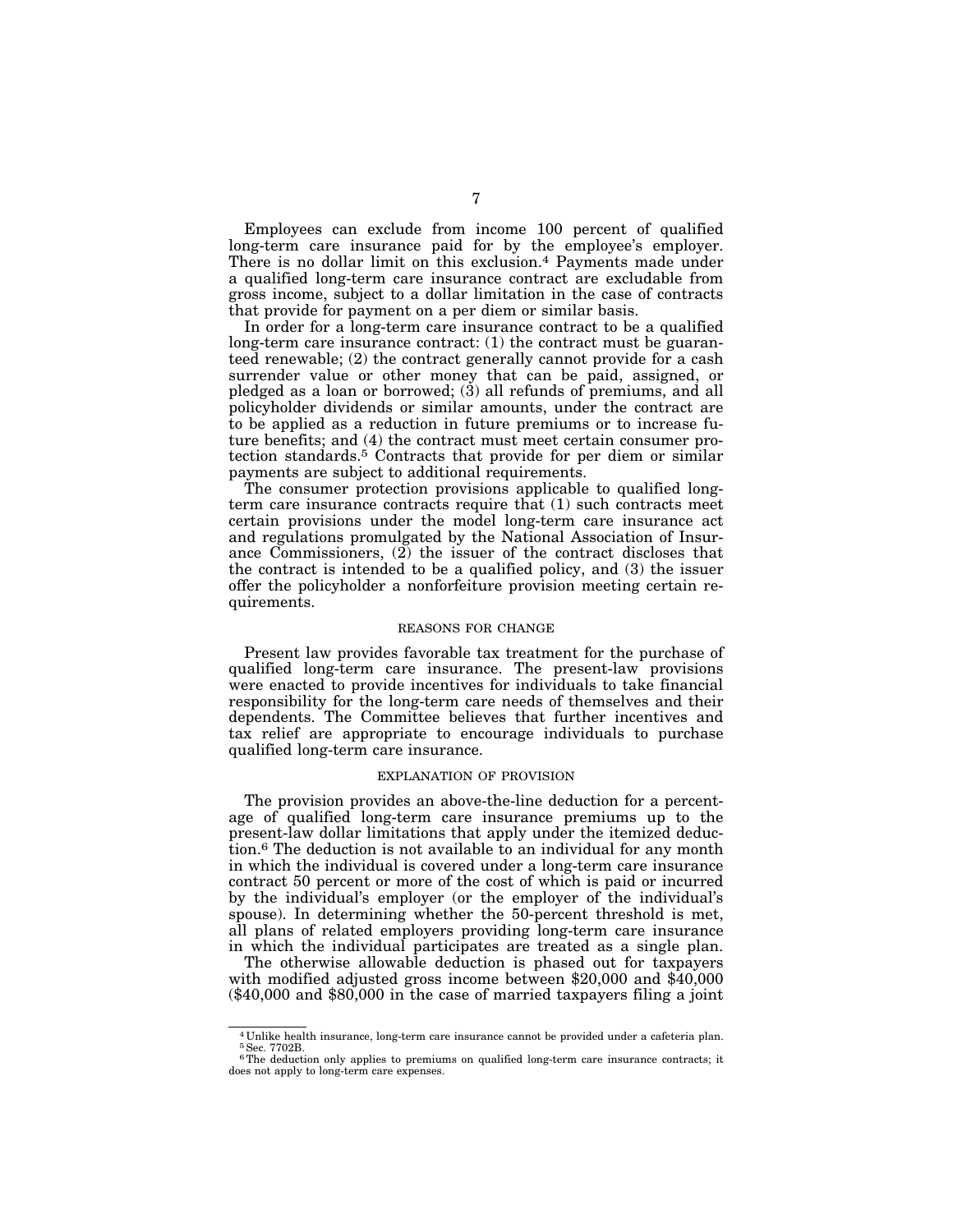Employees can exclude from income 100 percent of qualified long-term care insurance paid for by the employee's employer. There is no dollar limit on this exclusion.[4] Payments made under a qualified long-term care insurance contract are excludable from gross income, subject to a dollar limitation in the case of contracts that provide for payment on a per diem or similar basis.

In order for a long-term care insurance contract to be a qualified long-term care insurance contract: (1) the contract must be guaranteed renewable; (2) the contract generally cannot provide for a cash surrender value or other money that can be paid, assigned, or pledged as a loan or borrowed; (3) all refunds of premiums, and all policyholder dividends or similar amounts, under the contract are to be applied as a reduction in future premiums or to increase future benefits; and (4) the contract must meet certain consumer protection standards.[5] Contracts that provide for per diem or similar payments are subject to additional requirements.

The consumer protection provisions applicable to qualified long-term care insurance contracts require that (1) such contracts meet certain provisions under the model long-term care insurance act and regulations promulgated by the National Association of Insurance Commissioners, (2) the issuer of the contract discloses that the contract is intended to be a qualified policy, and (3) the issuer offer the policyholder a nonforfeiture provision meeting certain requirements.

### REASONS FOR CHANGE

Present law provides favorable tax treatment for the purchase of qualified long-term care insurance. The present-law provisions were enacted to provide incentives for individuals to take financial responsibility for the long-term care needs of themselves and their dependents. The Committee believes that further incentives and tax relief are appropriate to encourage individuals to purchase qualified long-term care insurance.

### EXPLANATION OF PROVISION

The provision provides an above-the-line deduction for a percentage of qualified long-term care insurance premiums up to the present-law dollar limitations that apply under the itemized deduction.[6] The deduction is not available to an individual for any month in which the individual is covered under a long-term care insurance contract 50 percent or more of the cost of which is paid or incurred by the individual's employer (or the employer of the individual's spouse). In determining whether the 50-percent threshold is met, all plans of related employers providing long-term care insurance in which the individual participates are treated as a single plan.

The otherwise allowable deduction is phased out for taxpayers with modified adjusted gross income between $20,000 and $40,000 ($40,000 and $80,000 in the case of married taxpayers filing a joint

---

[4] Unlike health insurance, long-term care insurance cannot be provided under a cafeteria plan.

[5] Sec. 7702B.

[6] The deduction only applies to premiums on qualified long-term care insurance contracts; it does not apply to long-term care expenses.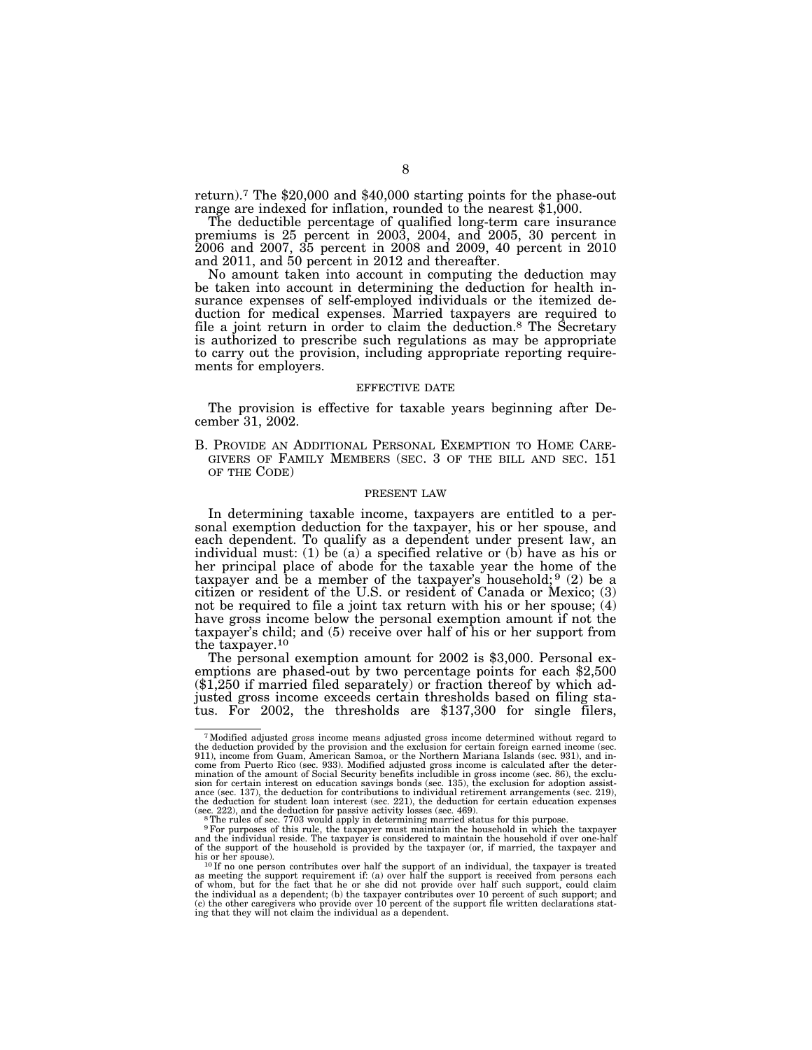return).[7] The $20,000 and $40,000 starting points for the phase-out range are indexed for inflation, rounded to the nearest $1,000.

The deductible percentage of qualified long-term care insurance premiums is 25 percent in 2003, 2004, and 2005, 30 percent in 2006 and 2007, 35 percent in 2008 and 2009, 40 percent in 2010 and 2011, and 50 percent in 2012 and thereafter.

No amount taken into account in computing the deduction may be taken into account in determining the deduction for health insurance expenses of self-employed individuals or the itemized deduction for medical expenses. Married taxpayers are required to file a joint return in order to claim the deduction.[8] The Secretary is authorized to prescribe such regulations as may be appropriate to carry out the provision, including appropriate reporting requirements for employers.

#### EFFECTIVE DATE

The provision is effective for taxable years beginning after December 31, 2002.

### B. PROVIDE AN ADDITIONAL PERSONAL EXEMPTION TO HOME CAREGIVERS OF FAMILY MEMBERS (SEC. 3 OF THE BILL AND SEC. 151 OF THE CODE)

#### PRESENT LAW

In determining taxable income, taxpayers are entitled to a personal exemption deduction for the taxpayer, his or her spouse, and each dependent. To qualify as a dependent under present law, an individual must: (1) be (a) a specified relative or (b) have as his or her principal place of abode for the taxable year the home of the taxpayer and be a member of the taxpayer's household;[9] (2) be a citizen or resident of the U.S. or resident of Canada or Mexico; (3) not be required to file a joint tax return with his or her spouse; (4) have gross income below the personal exemption amount if not the taxpayer's child; and (5) receive over half of his or her support from the taxpayer.[10]

The personal exemption amount for 2002 is $3,000. Personal exemptions are phased-out by two percentage points for each $2,500 ($1,250 if married filed separately) or fraction thereof by which adjusted gross income exceeds certain thresholds based on filing status. For 2002, the thresholds are $137,300 for single filers,

---

[7] Modified adjusted gross income means adjusted gross income determined without regard to the deduction provided by the provision and the exclusion for certain foreign earned income (sec. 911), income from Guam, American Samoa, or the Northern Mariana Islands (sec. 931), and income from Puerto Rico (sec. 933). Modified adjusted gross income is calculated after the determination of the amount of Social Security benefits includible in gross income (sec. 86), the exclusion for certain interest on education savings bonds (sec. 135), the exclusion for adoption assistance (sec. 137), the deduction for contributions to individual retirement arrangements (sec. 219), the deduction for student loan interest (sec. 221), the deduction for certain education expenses (sec. 222), and the deduction for passive activity losses (sec. 469).

[8] The rules of sec. 7703 would apply in determining married status for this purpose.

[9] For purposes of this rule, the taxpayer must maintain the household in which the taxpayer and the individual reside. The taxpayer is considered to maintain the household if over one-half of the support of the household is provided by the taxpayer (or, if married, the taxpayer and his or her spouse).

[10] If no one person contributes over half the support of an individual, the taxpayer is treated as meeting the support requirement if: (a) over half the support is received from persons each of whom, but for the fact that he or she did not provide over half such support, could claim the individual as a dependent; (b) the taxpayer contributes over 10 percent of such support; and (c) the other caregivers who provide over 10 percent of the support file written declarations stating that they will not claim the individual as a dependent.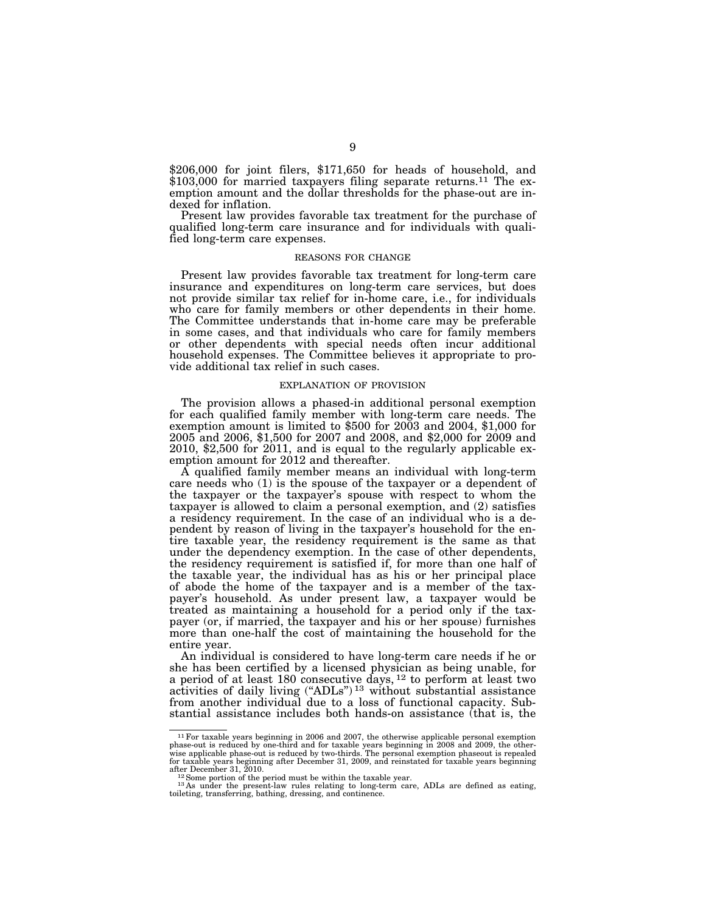$206,000 for joint filers, $171,650 for heads of household, and $103,000 for married taxpayers filing separate returns.[11] The exemption amount and the dollar thresholds for the phase-out are indexed for inflation.

Present law provides favorable tax treatment for the purchase of qualified long-term care insurance and for individuals with qualified long-term care expenses.

### REASONS FOR CHANGE

Present law provides favorable tax treatment for long-term care insurance and expenditures on long-term care services, but does not provide similar tax relief for in-home care, i.e., for individuals who care for family members or other dependents in their home. The Committee understands that in-home care may be preferable in some cases, and that individuals who care for family members or other dependents with special needs often incur additional household expenses. The Committee believes it appropriate to provide additional tax relief in such cases.

### EXPLANATION OF PROVISION

The provision allows a phased-in additional personal exemption for each qualified family member with long-term care needs. The exemption amount is limited to $500 for 2003 and 2004, $1,000 for 2005 and 2006, $1,500 for 2007 and 2008, and $2,000 for 2009 and 2010, $2,500 for 2011, and is equal to the regularly applicable exemption amount for 2012 and thereafter.

A qualified family member means an individual with long-term care needs who (1) is the spouse of the taxpayer or a dependent of the taxpayer or the taxpayer's spouse with respect to whom the taxpayer is allowed to claim a personal exemption, and (2) satisfies a residency requirement. In the case of an individual who is a dependent by reason of living in the taxpayer's household for the entire taxable year, the residency requirement is the same as that under the dependency exemption. In the case of other dependents, the residency requirement is satisfied if, for more than one half of the taxable year, the individual has as his or her principal place of abode the home of the taxpayer and is a member of the taxpayer's household. As under present law, a taxpayer would be treated as maintaining a household for a period only if the taxpayer (or, if married, the taxpayer and his or her spouse) furnishes more than one-half the cost of maintaining the household for the entire year.

An individual is considered to have long-term care needs if he or she has been certified by a licensed physician as being unable, for a period of at least 180 consecutive days,[12] to perform at least two activities of daily living ("ADLs")[13] without substantial assistance from another individual due to a loss of functional capacity. Substantial assistance includes both hands-on assistance (that is, the

---

[11] For taxable years beginning in 2006 and 2007, the otherwise applicable personal exemption phase-out is reduced by one-third and for taxable years beginning in 2008 and 2009, the otherwise applicable phase-out is reduced by two-thirds. The personal exemption phaseout is repealed for taxable years beginning after December 31, 2009, and reinstated for taxable years beginning after December 31, 2010.

[12] Some portion of the period must be within the taxable year.

[13] As under the present-law rules relating to long-term care, ADLs are defined as eating, toileting, transferring, bathing, dressing, and continence.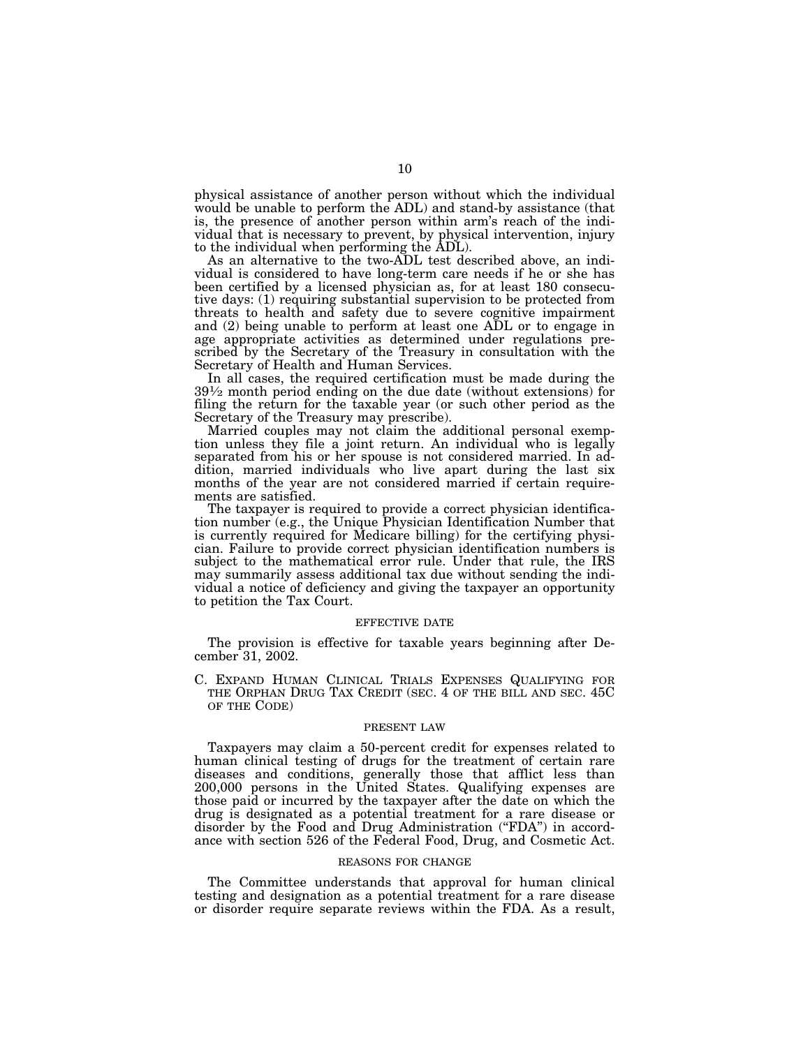physical assistance of another person without which the individual would be unable to perform the ADL) and stand-by assistance (that is, the presence of another person within arm's reach of the individual that is necessary to prevent, by physical intervention, injury to the individual when performing the ADL).

As an alternative to the two-ADL test described above, an individual is considered to have long-term care needs if he or she has been certified by a licensed physician as, for at least 180 consecutive days: (1) requiring substantial supervision to be protected from threats to health and safety due to severe cognitive impairment and (2) being unable to perform at least one ADL or to engage in age appropriate activities as determined under regulations prescribed by the Secretary of the Treasury in consultation with the Secretary of Health and Human Services.

In all cases, the required certification must be made during the 39½ month period ending on the due date (without extensions) for filing the return for the taxable year (or such other period as the Secretary of the Treasury may prescribe).

Married couples may not claim the additional personal exemption unless they file a joint return. An individual who is legally separated from his or her spouse is not considered married. In addition, married individuals who live apart during the last six months of the year are not considered married if certain requirements are satisfied.

The taxpayer is required to provide a correct physician identification number (e.g., the Unique Physician Identification Number that is currently required for Medicare billing) for the certifying physician. Failure to provide correct physician identification numbers is subject to the mathematical error rule. Under that rule, the IRS may summarily assess additional tax due without sending the individual a notice of deficiency and giving the taxpayer an opportunity to petition the Tax Court.

#### EFFECTIVE DATE

The provision is effective for taxable years beginning after December 31, 2002.

### C. EXPAND HUMAN CLINICAL TRIALS EXPENSES QUALIFYING FOR THE ORPHAN DRUG TAX CREDIT (SEC. 4 OF THE BILL AND SEC. 45C OF THE CODE)

#### PRESENT LAW

Taxpayers may claim a 50-percent credit for expenses related to human clinical testing of drugs for the treatment of certain rare diseases and conditions, generally those that afflict less than 200,000 persons in the United States. Qualifying expenses are those paid or incurred by the taxpayer after the date on which the drug is designated as a potential treatment for a rare disease or disorder by the Food and Drug Administration ("FDA") in accordance with section 526 of the Federal Food, Drug, and Cosmetic Act.

#### REASONS FOR CHANGE

The Committee understands that approval for human clinical testing and designation as a potential treatment for a rare disease or disorder require separate reviews within the FDA. As a result,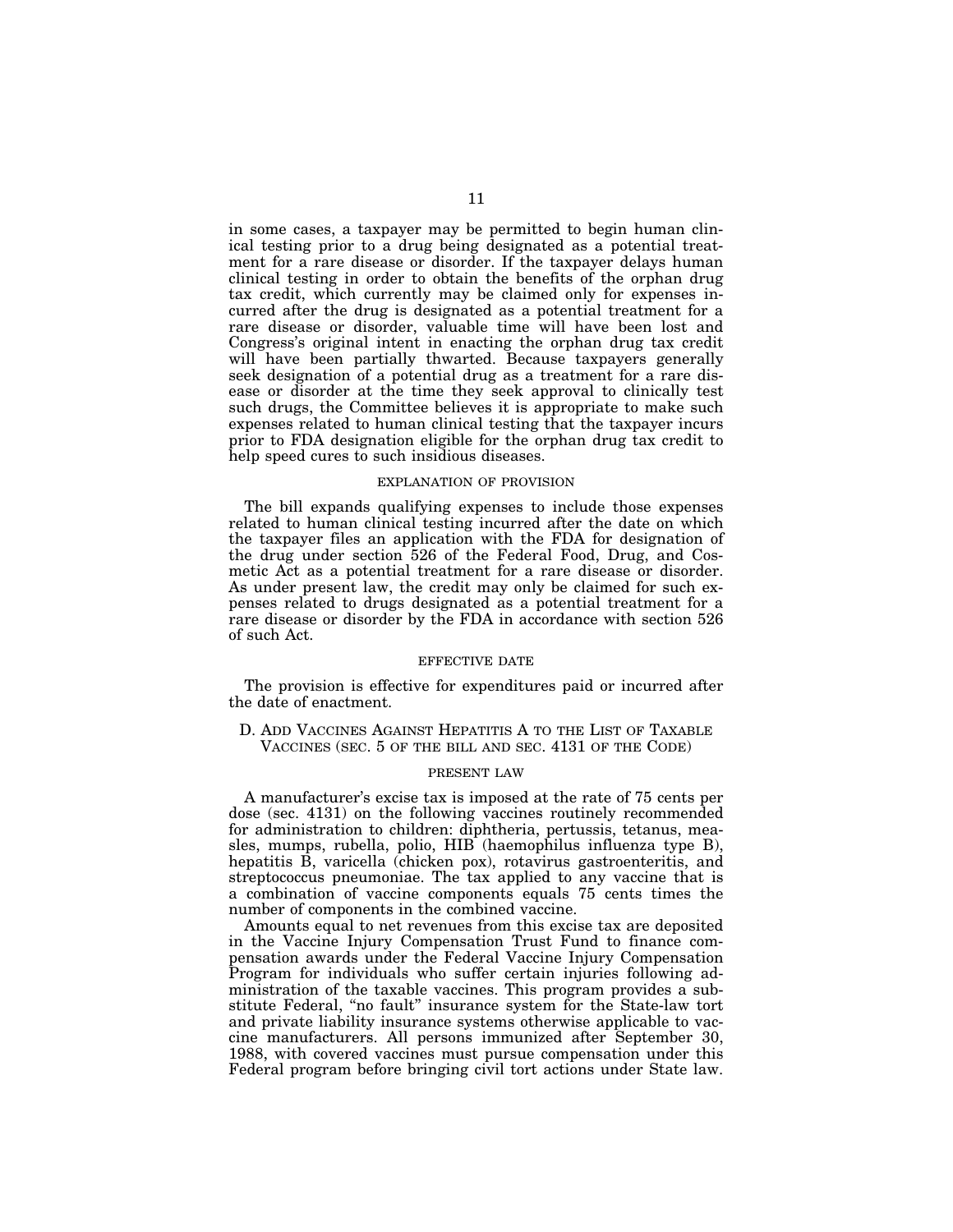in some cases, a taxpayer may be permitted to begin human clinical testing prior to a drug being designated as a potential treatment for a rare disease or disorder. If the taxpayer delays human clinical testing in order to obtain the benefits of the orphan drug tax credit, which currently may be claimed only for expenses incurred after the drug is designated as a potential treatment for a rare disease or disorder, valuable time will have been lost and Congress's original intent in enacting the orphan drug tax credit will have been partially thwarted. Because taxpayers generally seek designation of a potential drug as a treatment for a rare disease or disorder at the time they seek approval to clinically test such drugs, the Committee believes it is appropriate to make such expenses related to human clinical testing that the taxpayer incurs prior to FDA designation eligible for the orphan drug tax credit to help speed cures to such insidious diseases.

#### EXPLANATION OF PROVISION

The bill expands qualifying expenses to include those expenses related to human clinical testing incurred after the date on which the taxpayer files an application with the FDA for designation of the drug under section 526 of the Federal Food, Drug, and Cosmetic Act as a potential treatment for a rare disease or disorder. As under present law, the credit may only be claimed for such expenses related to drugs designated as a potential treatment for a rare disease or disorder by the FDA in accordance with section 526 of such Act.

#### EFFECTIVE DATE

The provision is effective for expenditures paid or incurred after the date of enactment.

### D. ADD VACCINES AGAINST HEPATITIS A TO THE LIST OF TAXABLE VACCINES (SEC. 5 OF THE BILL AND SEC. 4131 OF THE CODE)

#### PRESENT LAW

A manufacturer's excise tax is imposed at the rate of 75 cents per dose (sec. 4131) on the following vaccines routinely recommended for administration to children: diphtheria, pertussis, tetanus, measles, mumps, rubella, polio, HIB (haemophilus influenza type B), hepatitis B, varicella (chicken pox), rotavirus gastroenteritis, and streptococcus pneumoniae. The tax applied to any vaccine that is a combination of vaccine components equals 75 cents times the number of components in the combined vaccine.

Amounts equal to net revenues from this excise tax are deposited in the Vaccine Injury Compensation Trust Fund to finance compensation awards under the Federal Vaccine Injury Compensation Program for individuals who suffer certain injuries following administration of the taxable vaccines. This program provides a substitute Federal, "no fault" insurance system for the State-law tort and private liability insurance systems otherwise applicable to vaccine manufacturers. All persons immunized after September 30, 1988, with covered vaccines must pursue compensation under this Federal program before bringing civil tort actions under State law.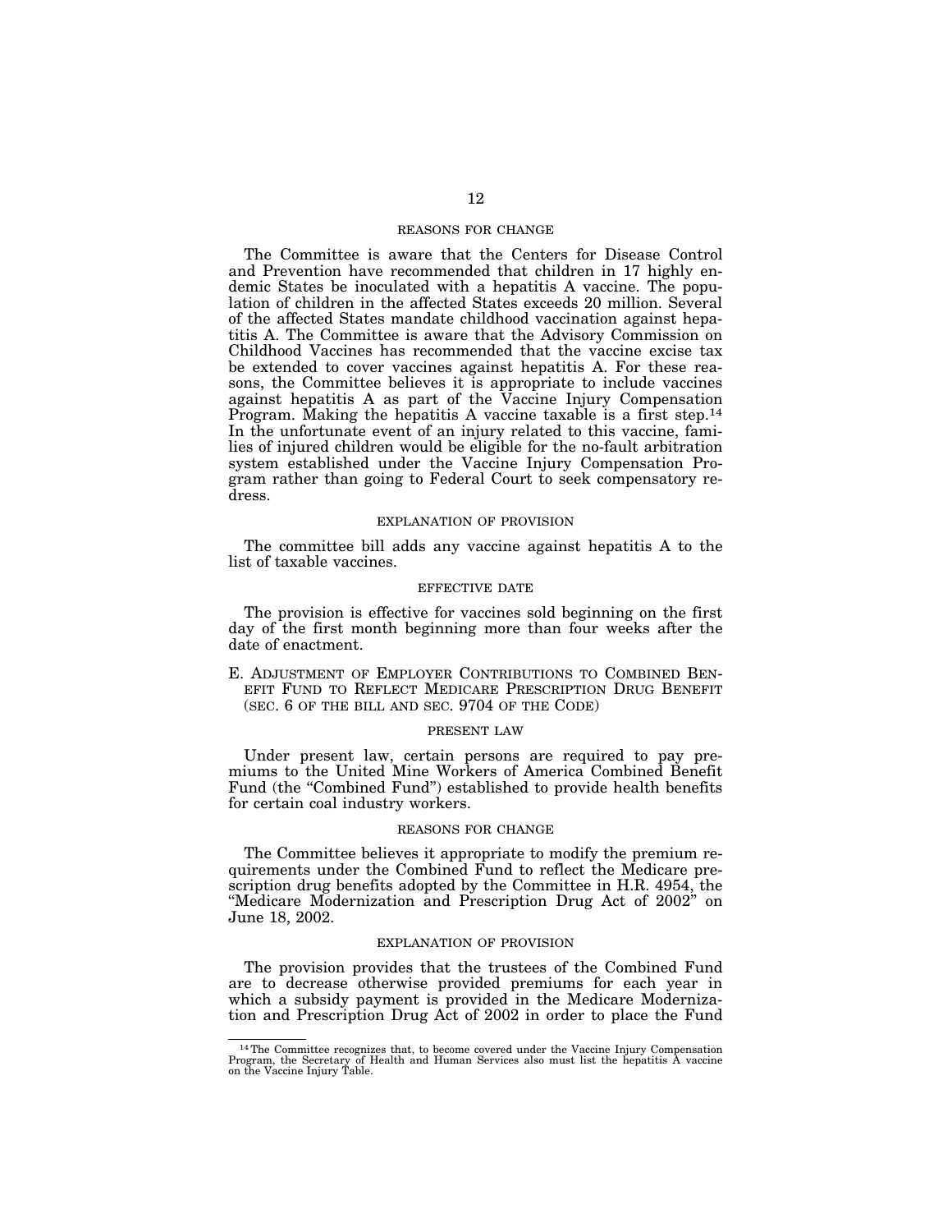REASONS FOR CHANGE

The Committee is aware that the Centers for Disease Control and Prevention have recommended that children in 17 highly endemic States be inoculated with a hepatitis A vaccine. The population of children in the affected States exceeds 20 million. Several of the affected States mandate childhood vaccination against hepatitis A. The Committee is aware that the Advisory Commission on Childhood Vaccines has recommended that the vaccine excise tax be extended to cover vaccines against hepatitis A. For these reasons, the Committee believes it is appropriate to include vaccines against hepatitis A as part of the Vaccine Injury Compensation Program. Making the hepatitis A vaccine taxable is a first step.[14] In the unfortunate event of an injury related to this vaccine, families of injured children would be eligible for the no-fault arbitration system established under the Vaccine Injury Compensation Program rather than going to Federal Court to seek compensatory redress.

EXPLANATION OF PROVISION

The committee bill adds any vaccine against hepatitis A to the list of taxable vaccines.

EFFECTIVE DATE

The provision is effective for vaccines sold beginning on the first day of the first month beginning more than four weeks after the date of enactment.

## E. ADJUSTMENT OF EMPLOYER CONTRIBUTIONS TO COMBINED BENEFIT FUND TO REFLECT MEDICARE PRESCRIPTION DRUG BENEFIT (SEC. 6 OF THE BILL AND SEC. 9704 OF THE CODE)

PRESENT LAW

Under present law, certain persons are required to pay premiums to the United Mine Workers of America Combined Benefit Fund (the "Combined Fund") established to provide health benefits for certain coal industry workers.

REASONS FOR CHANGE

The Committee believes it appropriate to modify the premium requirements under the Combined Fund to reflect the Medicare prescription drug benefits adopted by the Committee in H.R. 4954, the "Medicare Modernization and Prescription Drug Act of 2002" on June 18, 2002.

EXPLANATION OF PROVISION

The provision provides that the trustees of the Combined Fund are to decrease otherwise provided premiums for each year in which a subsidy payment is provided in the Medicare Modernization and Prescription Drug Act of 2002 in order to place the Fund

[14] The Committee recognizes that, to become covered under the Vaccine Injury Compensation Program, the Secretary of Health and Human Services also must list the hepatitis A vaccine on the Vaccine Injury Table.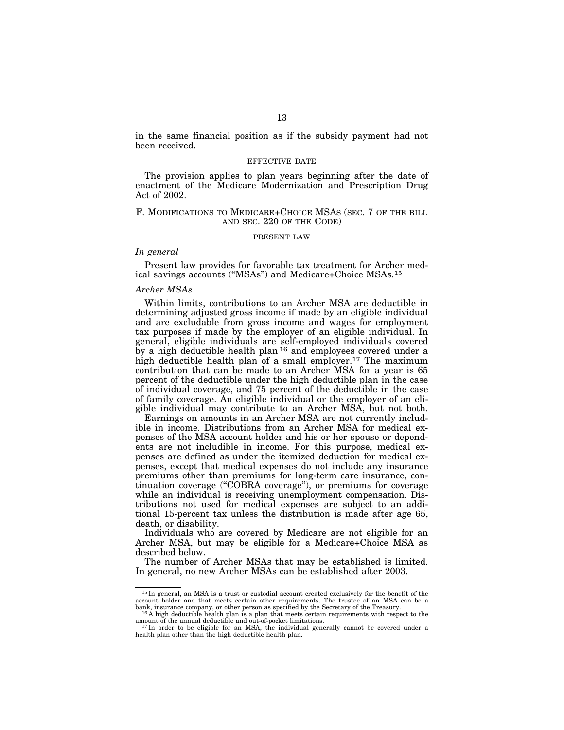in the same financial position as if the subsidy payment had not been received.

EFFECTIVE DATE

The provision applies to plan years beginning after the date of enactment of the Medicare Modernization and Prescription Drug Act of 2002.

## F. MODIFICATIONS TO MEDICARE+CHOICE MSAS (SEC. 7 OF THE BILL AND SEC. 220 OF THE CODE)

PRESENT LAW

*In general*

Present law provides for favorable tax treatment for Archer medical savings accounts ("MSAs") and Medicare+Choice MSAs.[15]

*Archer MSAs*

Within limits, contributions to an Archer MSA are deductible in determining adjusted gross income if made by an eligible individual and are excludable from gross income and wages for employment tax purposes if made by the employer of an eligible individual. In general, eligible individuals are self-employed individuals covered by a high deductible health plan[16] and employees covered under a high deductible health plan of a small employer.[17] The maximum contribution that can be made to an Archer MSA for a year is 65 percent of the deductible under the high deductible plan in the case of individual coverage, and 75 percent of the deductible in the case of family coverage. An eligible individual or the employer of an eligible individual may contribute to an Archer MSA, but not both.

Earnings on amounts in an Archer MSA are not currently includible in income. Distributions from an Archer MSA for medical expenses of the MSA account holder and his or her spouse or dependents are not includible in income. For this purpose, medical expenses are defined as under the itemized deduction for medical expenses, except that medical expenses do not include any insurance premiums other than premiums for long-term care insurance, continuation coverage ("COBRA coverage"), or premiums for coverage while an individual is receiving unemployment compensation. Distributions not used for medical expenses are subject to an additional 15-percent tax unless the distribution is made after age 65, death, or disability.

Individuals who are covered by Medicare are not eligible for an Archer MSA, but may be eligible for a Medicare+Choice MSA as described below.

The number of Archer MSAs that may be established is limited. In general, no new Archer MSAs can be established after 2003.

---

[15] In general, an MSA is a trust or custodial account created exclusively for the benefit of the account holder and that meets certain other requirements. The trustee of an MSA can be a bank, insurance company, or other person as specified by the Secretary of the Treasury.

[16] A high deductible health plan is a plan that meets certain requirements with respect to the amount of the annual deductible and out-of-pocket limitations.

[17] In order to be eligible for an MSA, the individual generally cannot be covered under a health plan other than the high deductible health plan.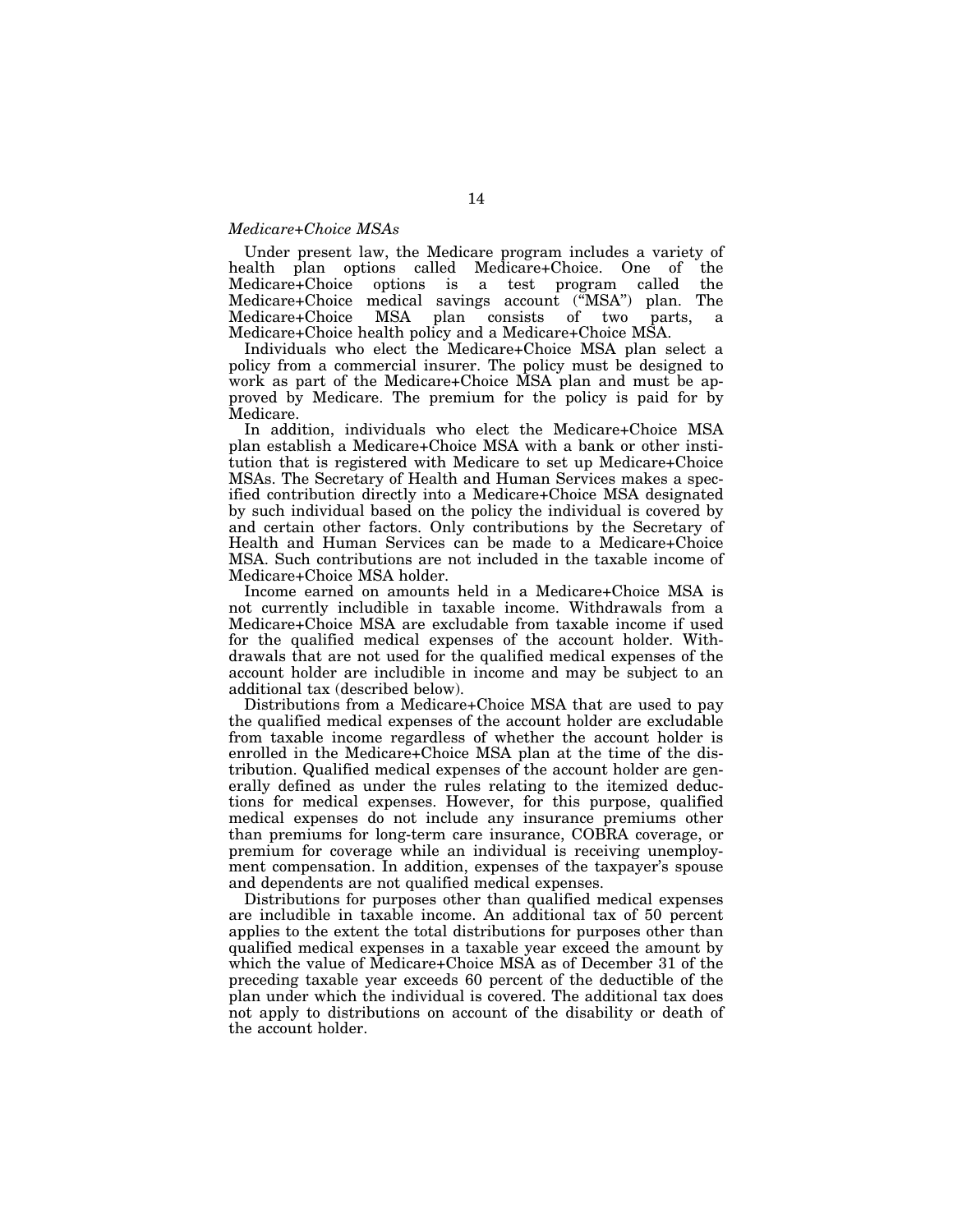*Medicare+Choice MSAs*

Under present law, the Medicare program includes a variety of health plan options called Medicare+Choice. One of the Medicare+Choice options is a test program called the Medicare+Choice medical savings account ("MSA") plan. The Medicare+Choice MSA plan consists of two parts, a Medicare+Choice health policy and a Medicare+Choice MSA.

Individuals who elect the Medicare+Choice MSA plan select a policy from a commercial insurer. The policy must be designed to work as part of the Medicare+Choice MSA plan and must be approved by Medicare. The premium for the policy is paid for by Medicare.

In addition, individuals who elect the Medicare+Choice MSA plan establish a Medicare+Choice MSA with a bank or other institution that is registered with Medicare to set up Medicare+Choice MSAs. The Secretary of Health and Human Services makes a specified contribution directly into a Medicare+Choice MSA designated by such individual based on the policy the individual is covered by and certain other factors. Only contributions by the Secretary of Health and Human Services can be made to a Medicare+Choice MSA. Such contributions are not included in the taxable income of Medicare+Choice MSA holder.

Income earned on amounts held in a Medicare+Choice MSA is not currently includible in taxable income. Withdrawals from a Medicare+Choice MSA are excludable from taxable income if used for the qualified medical expenses of the account holder. Withdrawals that are not used for the qualified medical expenses of the account holder are includible in income and may be subject to an additional tax (described below).

Distributions from a Medicare+Choice MSA that are used to pay the qualified medical expenses of the account holder are excludable from taxable income regardless of whether the account holder is enrolled in the Medicare+Choice MSA plan at the time of the distribution. Qualified medical expenses of the account holder are generally defined as under the rules relating to the itemized deductions for medical expenses. However, for this purpose, qualified medical expenses do not include any insurance premiums other than premiums for long-term care insurance, COBRA coverage, or premium for coverage while an individual is receiving unemployment compensation. In addition, expenses of the taxpayer's spouse and dependents are not qualified medical expenses.

Distributions for purposes other than qualified medical expenses are includible in taxable income. An additional tax of 50 percent applies to the extent the total distributions for purposes other than qualified medical expenses in a taxable year exceed the amount by which the value of Medicare+Choice MSA as of December 31 of the preceding taxable year exceeds 60 percent of the deductible of the plan under which the individual is covered. The additional tax does not apply to distributions on account of the disability or death of the account holder.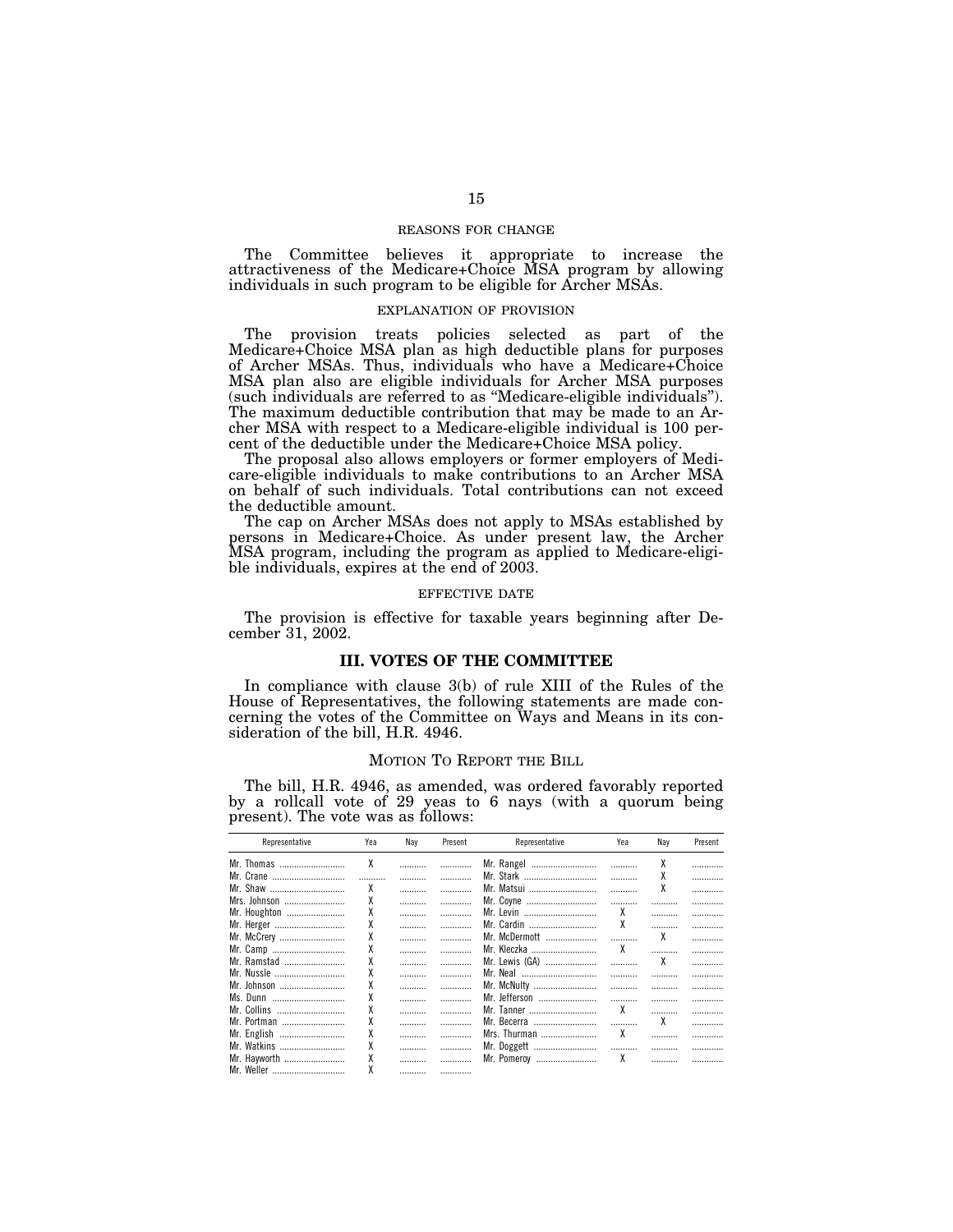REASONS FOR CHANGE

The Committee believes it appropriate to increase the attractiveness of the Medicare+Choice MSA program by allowing individuals in such program to be eligible for Archer MSAs.

EXPLANATION OF PROVISION

The provision treats policies selected as part of the Medicare+Choice MSA plan as high deductible plans for purposes of Archer MSAs. Thus, individuals who have a Medicare+Choice MSA plan also are eligible individuals for Archer MSA purposes (such individuals are referred to as "Medicare-eligible individuals"). The maximum deductible contribution that may be made to an Archer MSA with respect to a Medicare-eligible individual is 100 percent of the deductible under the Medicare+Choice MSA policy.

The proposal also allows employers or former employers of Medicare-eligible individuals to make contributions to an Archer MSA on behalf of such individuals. Total contributions can not exceed the deductible amount.

The cap on Archer MSAs does not apply to MSAs established by persons in Medicare+Choice. As under present law, the Archer MSA program, including the program as applied to Medicare-eligible individuals, expires at the end of 2003.

EFFECTIVE DATE

The provision is effective for taxable years beginning after December 31, 2002.

## III. VOTES OF THE COMMITTEE

In compliance with clause 3(b) of rule XIII of the Rules of the House of Representatives, the following statements are made concerning the votes of the Committee on Ways and Means in its consideration of the bill, H.R. 4946.

MOTION TO REPORT THE BILL

The bill, H.R. 4946, as amended, was ordered favorably reported by a rollcall vote of 29 yeas to 6 nays (with a quorum being present). The vote was as follows:

| Representative | Yea | Nay | Present | Representative | Yea | Nay | Present |
|---|---|---|---|---|---|---|---|
| Mr. Thomas | X | | | Mr. Rangel | | X | |
| Mr. Crane | | | | Mr. Stark | | X | |
| Mr. Shaw | X | | | Mr. Matsui | | X | |
| Mrs. Johnson | X | | | Mr. Coyne | | | |
| Mr. Houghton | X | | | Mr. Levin | X | | |
| Mr. Herger | X | | | Mr. Cardin | X | | |
| Mr. McCrery | X | | | Mr. McDermott | | X | |
| Mr. Camp | X | | | Mr. Kleczka | X | | |
| Mr. Ramstad | X | | | Mr. Lewis (GA) | | X | |
| Mr. Nussle | X | | | Mr. Neal | | | |
| Mr. Johnson | X | | | Mr. McNulty | | | |
| Ms. Dunn | X | | | Mr. Jefferson | | | |
| Mr. Collins | X | | | Mr. Tanner | X | | |
| Mr. Portman | X | | | Mr. Becerra | | X | |
| Mr. English | X | | | Mrs. Thurman | X | | |
| Mr. Watkins | X | | | Mr. Doggett | | | |
| Mr. Hayworth | X | | | Mr. Pomeroy | X | | |
| Mr. Weller | X | | | | | | |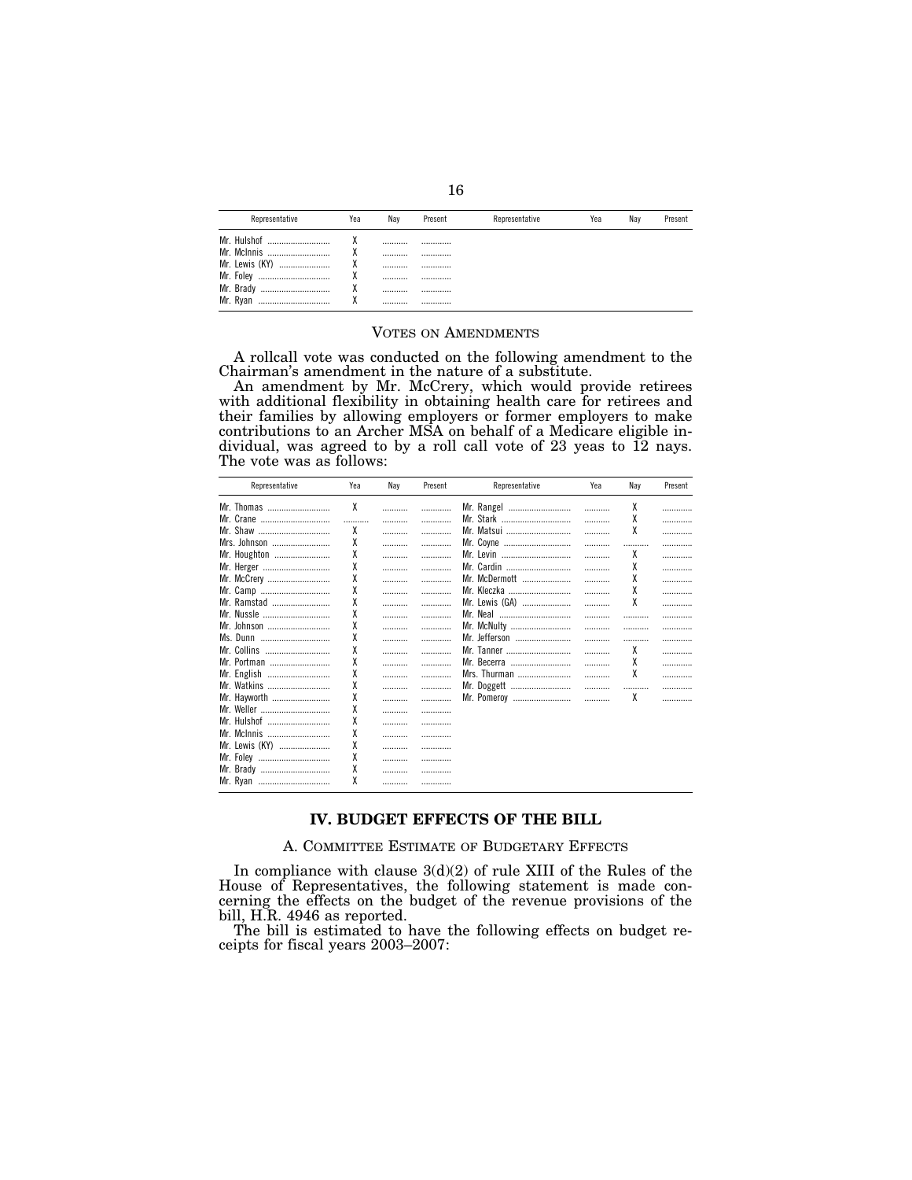| Representative | Yea | Nay | Present | Representative | Yea | Nay | Present |
|---|---|---|---|---|---|---|---|
| Mr. Hulshof | X | ........... | ............. | | | | |
| Mr. McInnis | X | ........... | ............. | | | | |
| Mr. Lewis (KY) | X | ........... | ............. | | | | |
| Mr. Foley | X | ........... | ............. | | | | |
| Mr. Brady | X | ........... | ............. | | | | |
| Mr. Ryan | X | ........... | ............. | | | | |

### VOTES ON AMENDMENTS

A rollcall vote was conducted on the following amendment to the Chairman's amendment in the nature of a substitute.

An amendment by Mr. McCrery, which would provide retirees with additional flexibility in obtaining health care for retirees and their families by allowing employers or former employers to make contributions to an Archer MSA on behalf of a Medicare eligible individual, was agreed to by a roll call vote of 23 yeas to 12 nays. The vote was as follows:

| Representative | Yea | Nay | Present | Representative | Yea | Nay | Present |
|---|---|---|---|---|---|---|---|
| Mr. Thomas | X | ........... | ............. | Mr. Rangel | ........... | X | ............. |
| Mr. Crane | ........... | ........... | ............. | Mr. Stark | ........... | X | ............. |
| Mr. Shaw | X | ........... | ............. | Mr. Matsui | ........... | X | ............. |
| Mrs. Johnson | X | ........... | ............. | Mr. Coyne | ........... | ........... | ............. |
| Mr. Houghton | X | ........... | ............. | Mr. Levin | ........... | X | ............. |
| Mr. Herger | X | ........... | ............. | Mr. Cardin | ........... | X | ............. |
| Mr. McCrery | X | ........... | ............. | Mr. McDermott | ........... | X | ............. |
| Mr. Camp | X | ........... | ............. | Mr. Kleczka | ........... | X | ............. |
| Mr. Ramstad | X | ........... | ............. | Mr. Lewis (GA) | ........... | X | ............. |
| Mr. Nussle | X | ........... | ............. | Mr. Neal | ........... | ........... | ............. |
| Mr. Johnson | X | ........... | ............. | Mr. McNulty | ........... | ........... | ............. |
| Ms. Dunn | X | ........... | ............. | Mr. Jefferson | ........... | ........... | ............. |
| Mr. Collins | X | ........... | ............. | Mr. Tanner | ........... | X | ............. |
| Mr. Portman | X | ........... | ............. | Mr. Becerra | ........... | X | ............. |
| Mr. English | X | ........... | ............. | Mrs. Thurman | ........... | X | ............. |
| Mr. Watkins | X | ........... | ............. | Mr. Doggett | ........... | ........... | ............. |
| Mr. Hayworth | X | ........... | ............. | Mr. Pomeroy | ........... | X | ............. |
| Mr. Weller | X | ........... | ............. | | | | |
| Mr. Hulshof | X | ........... | ............. | | | | |
| Mr. McInnis | X | ........... | ............. | | | | |
| Mr. Lewis (KY) | X | ........... | ............. | | | | |
| Mr. Foley | X | ........... | ............. | | | | |
| Mr. Brady | X | ........... | ............. | | | | |
| Mr. Ryan | X | ........... | ............. | | | | |

## IV. BUDGET EFFECTS OF THE BILL

### A. COMMITTEE ESTIMATE OF BUDGETARY EFFECTS

In compliance with clause 3(d)(2) of rule XIII of the Rules of the House of Representatives, the following statement is made concerning the effects on the budget of the revenue provisions of the bill, H.R. 4946 as reported.

The bill is estimated to have the following effects on budget receipts for fiscal years 2003–2007: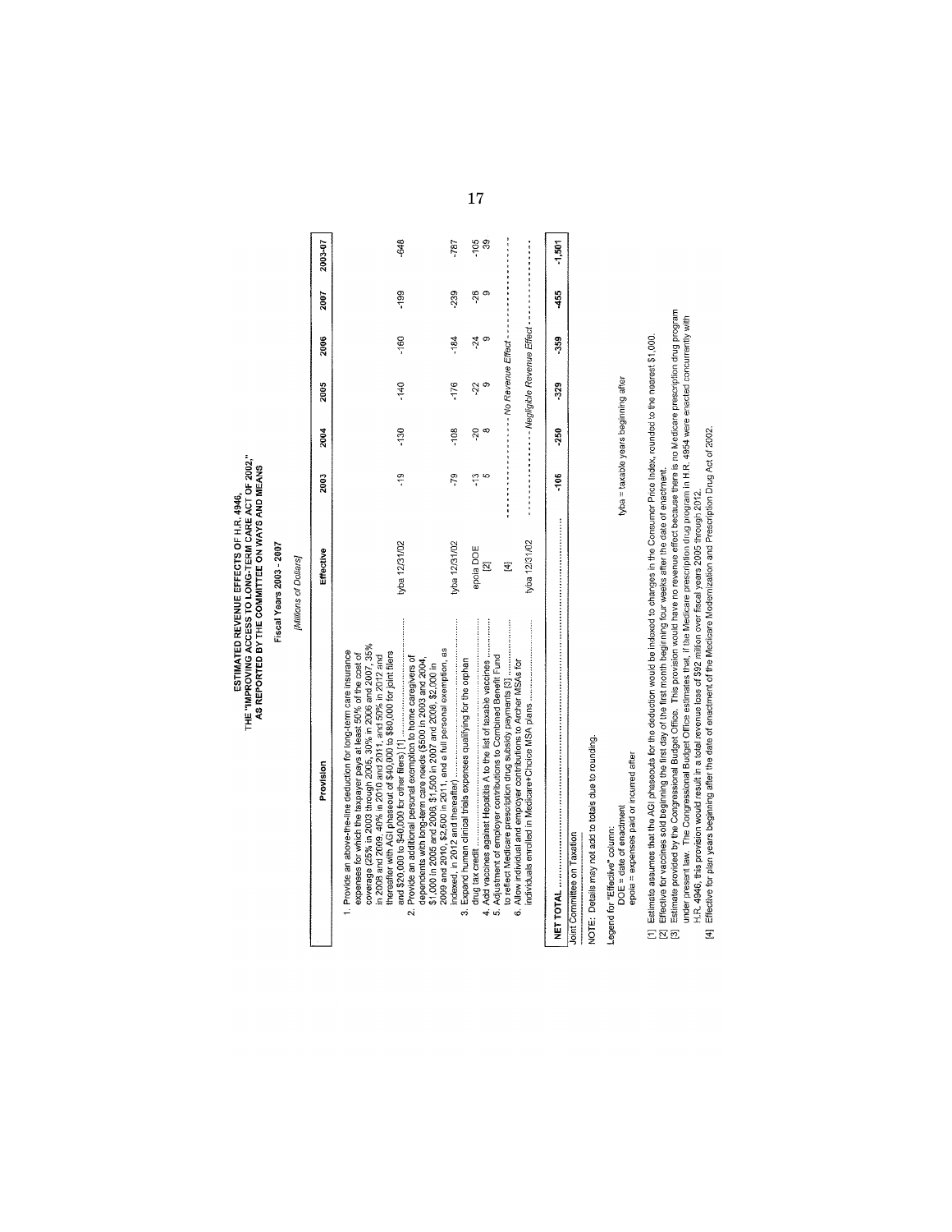**ESTIMATED REVENUE EFFECTS OF H.R. 4946,**
**THE "IMPROVING ACCESS TO LONG-TERM CARE ACT OF 2002,"**
**AS REPORTED BY THE COMMITTEE ON WAYS AND MEANS**

**Fiscal Years 2003 - 2007**

*[Millions of Dollars]*

| Provision | Effective | 2003 | 2004 | 2005 | 2006 | 2007 | 2003-07 |
|---|---|---|---|---|---|---|---|
| 1. Provide an above-the-line deduction for long-term care insurance expenses for which the taxpayer pays at least 50% of the cost of coverage (25% in 2003 through 2005, 30% in 2006 and 2007, 35% in 2008 and 2009, 40% in 2010 and 2011, and 50% in 2012 and thereafter with AGI phaseout of $40,000 to $80,000 for joint filers and $20,000 to $40,000 for other filers) [1] | tyba 12/31/02 | -19 | -130 | -140 | -160 | -199 | -648 |
| 2. Provide an additional personal exemption to home caregivers of dependents with long-term care needs ($500 in 2003 and 2004, $1,000 in 2005 and 2006, $1,500 in 2007 and 2008, $2,000 in 2009 and 2010, $2,500 in 2011, and a full personal exemption, as indexed, in 2012 and thereafter) | tyba 12/31/02 | -79 | -108 | -176 | -184 | -239 | -787 |
| 3. Expand human clinical trials expenses qualifying for the orphan drug tax credit | epoia DOE | -13 | -20 | -22 | -24 | -26 | -105 |
| 4. Add vaccines against Hepatitis A to the list of taxable vaccines | [2] | 5 | 8 | 9 | 9 | 9 | 39 |
| 5. Adjustment of employer contributions to Combined Benefit Fund to reflect Medicare prescription drug subsidy payments [3] | [4] | ---------- No Revenue Effect ---------- | | | | | |
| 6. Allow individual and employer contributions to Archer MSAs for individuals enrolled in Medicare+Choice MSA plans | tyba 12/31/02 | ---------- Negligible Revenue Effect ---------- | | | | | |
| **NET TOTAL** | | **-106** | **-250** | **-329** | **-359** | **-455** | **-1,501** |

Joint Committee on Taxation

NOTE: Details may not add to totals due to rounding.

Legend for "Effective" column:
DOE = date of enactment
epoia = expenses paid or incurred after
tyba = taxable years beginning after

[1] Estimate assumes that the AGI phaseouts for the deduction would be indexed to changes in the Consumer Price Index, rounded to the nearest $1,000.
[2] Effective for vaccines sold beginning the first day of the first month beginning four weeks after the date of enactment.
[3] Estimate provided by the Congressional Budget Office. This provision would have no revenue effect because there is no Medicare prescription drug program under present law. The Congressional Budget Office estimates that, if the Medicare prescription drug program in H.R. 4954 were enacted concurrently with H.R. 4946, this provision would result in a total revenue loss of $92 million over fiscal years 2005 through 2012.
[4] Effective for plan years beginning after the date of enactment of the Medicare Modernization and Prescription Drug Act of 2002.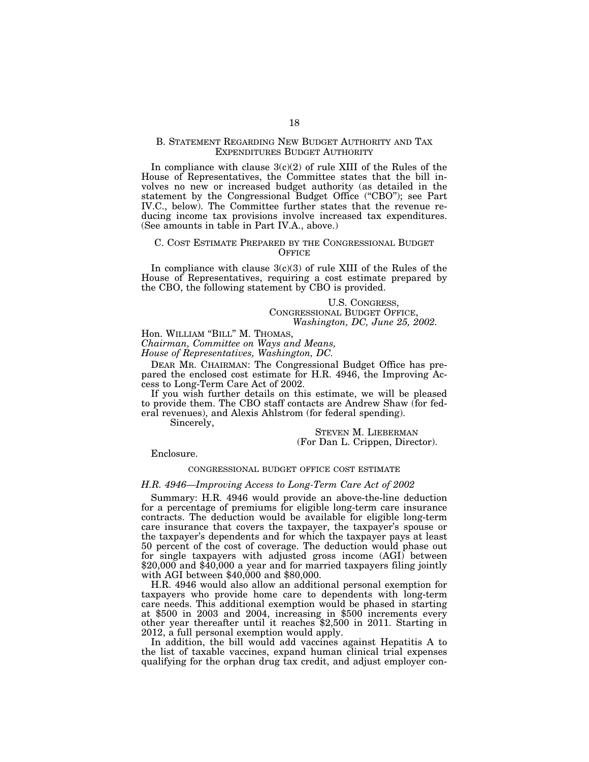## B. Statement Regarding New Budget Authority and Tax Expenditures Budget Authority

In compliance with clause 3(c)(2) of rule XIII of the Rules of the House of Representatives, the Committee states that the bill involves no new or increased budget authority (as detailed in the statement by the Congressional Budget Office ("CBO"); see Part IV.C., below). The Committee further states that the revenue reducing income tax provisions involve increased tax expenditures. (See amounts in table in Part IV.A., above.)

## C. Cost Estimate Prepared by the Congressional Budget Office

In compliance with clause 3(c)(3) of rule XIII of the Rules of the House of Representatives, requiring a cost estimate prepared by the CBO, the following statement by CBO is provided.

U.S. Congress,
Congressional Budget Office,
*Washington, DC, June 25, 2002.*

Hon. William "Bill" M. Thomas,
*Chairman, Committee on Ways and Means,*
*House of Representatives, Washington, DC.*

Dear Mr. Chairman: The Congressional Budget Office has prepared the enclosed cost estimate for H.R. 4946, the Improving Access to Long-Term Care Act of 2002.

If you wish further details on this estimate, we will be pleased to provide them. The CBO staff contacts are Andrew Shaw (for federal revenues), and Alexis Ahlstrom (for federal spending).

Sincerely,

Steven M. Lieberman
(For Dan L. Crippen, Director).

Enclosure.

### congressional budget office cost estimate

*H.R. 4946—Improving Access to Long-Term Care Act of 2002*

Summary: H.R. 4946 would provide an above-the-line deduction for a percentage of premiums for eligible long-term care insurance contracts. The deduction would be available for eligible long-term care insurance that covers the taxpayer, the taxpayer's spouse or the taxpayer's dependents and for which the taxpayer pays at least 50 percent of the cost of coverage. The deduction would phase out for single taxpayers with adjusted gross income (AGI) between $20,000 and $40,000 a year and for married taxpayers filing jointly with AGI between $40,000 and $80,000.

H.R. 4946 would also allow an additional personal exemption for taxpayers who provide home care to dependents with long-term care needs. This additional exemption would be phased in starting at $500 in 2003 and 2004, increasing in $500 increments every other year thereafter until it reaches $2,500 in 2011. Starting in 2012, a full personal exemption would apply.

In addition, the bill would add vaccines against Hepatitis A to the list of taxable vaccines, expand human clinical trial expenses qualifying for the orphan drug tax credit, and adjust employer con-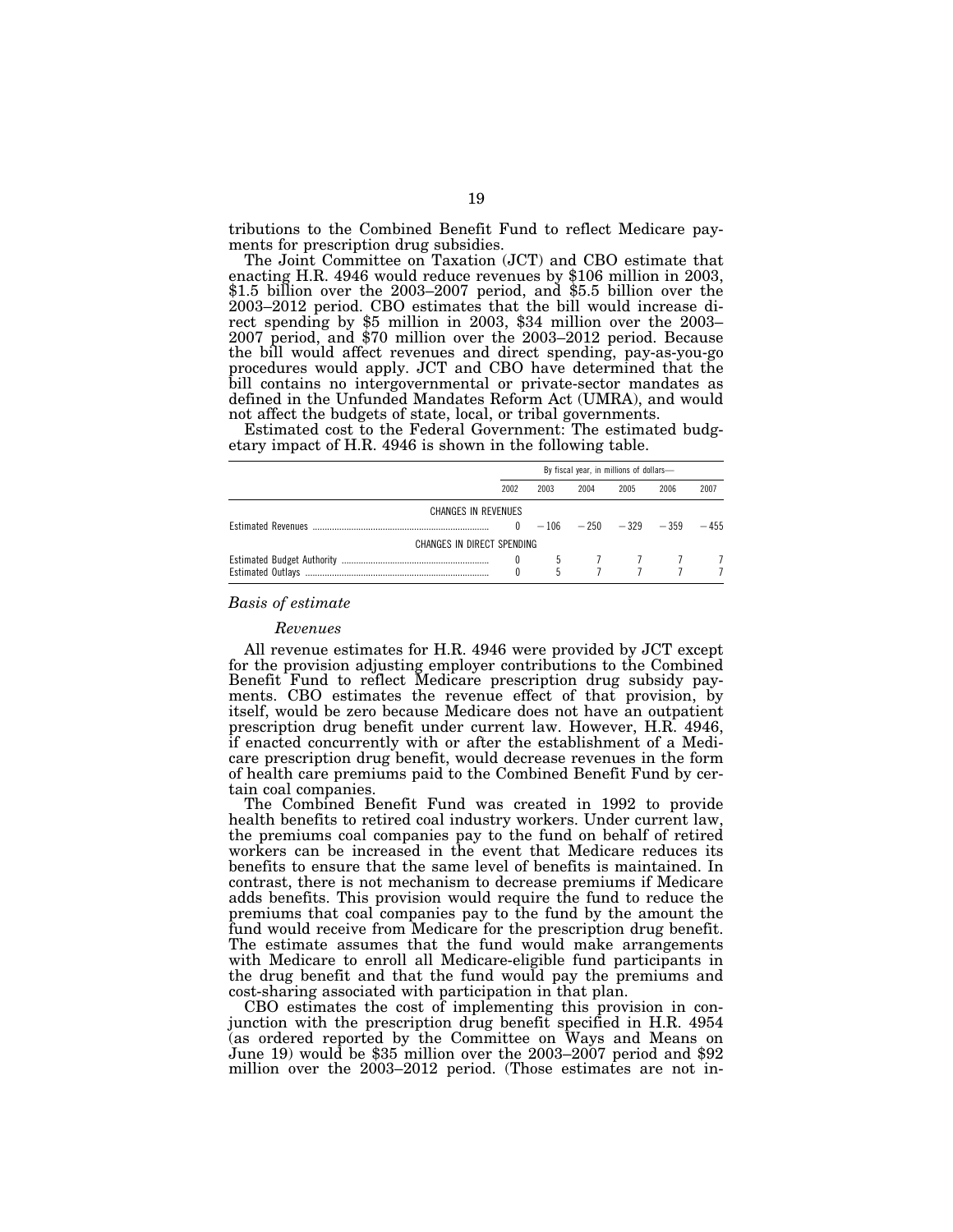tributions to the Combined Benefit Fund to reflect Medicare payments for prescription drug subsidies.

The Joint Committee on Taxation (JCT) and CBO estimate that enacting H.R. 4946 would reduce revenues by $106 million in 2003, $1.5 billion over the 2003–2007 period, and $5.5 billion over the 2003–2012 period. CBO estimates that the bill would increase direct spending by $5 million in 2003, $34 million over the 2003–2007 period, and $70 million over the 2003–2012 period. Because the bill would affect revenues and direct spending, pay-as-you-go procedures would apply. JCT and CBO have determined that the bill contains no intergovernmental or private-sector mandates as defined in the Unfunded Mandates Reform Act (UMRA), and would not affect the budgets of state, local, or tribal governments.

Estimated cost to the Federal Government: The estimated budgetary impact of H.R. 4946 is shown in the following table.

| | By fiscal year, in millions of dollars— | | | | | |
|---|---|---|---|---|---|---|
| | 2002 | 2003 | 2004 | 2005 | 2006 | 2007 |
| CHANGES IN REVENUES | | | | | | |
| Estimated Revenues | 0 | −106 | −250 | −329 | −359 | −455 |
| CHANGES IN DIRECT SPENDING | | | | | | |
| Estimated Budget Authority | 0 | 5 | 7 | 7 | 7 | 7 |
| Estimated Outlays | 0 | 5 | 7 | 7 | 7 | 7 |

*Basis of estimate*

*Revenues*

All revenue estimates for H.R. 4946 were provided by JCT except for the provision adjusting employer contributions to the Combined Benefit Fund to reflect Medicare prescription drug subsidy payments. CBO estimates the revenue effect of that provision, by itself, would be zero because Medicare does not have an outpatient prescription drug benefit under current law. However, H.R. 4946, if enacted concurrently with or after the establishment of a Medicare prescription drug benefit, would decrease revenues in the form of health care premiums paid to the Combined Benefit Fund by certain coal companies.

The Combined Benefit Fund was created in 1992 to provide health benefits to retired coal industry workers. Under current law, the premiums coal companies pay to the fund on behalf of retired workers can be increased in the event that Medicare reduces its benefits to ensure that the same level of benefits is maintained. In contrast, there is not mechanism to decrease premiums if Medicare adds benefits. This provision would require the fund to reduce the premiums that coal companies pay to the fund by the amount the fund would receive from Medicare for the prescription drug benefit. The estimate assumes that the fund would make arrangements with Medicare to enroll all Medicare-eligible fund participants in the drug benefit and that the fund would pay the premiums and cost-sharing associated with participation in that plan.

CBO estimates the cost of implementing this provision in conjunction with the prescription drug benefit specified in H.R. 4954 (as ordered reported by the Committee on Ways and Means on June 19) would be $35 million over the 2003–2007 period and $92 million over the 2003–2012 period. (Those estimates are not in-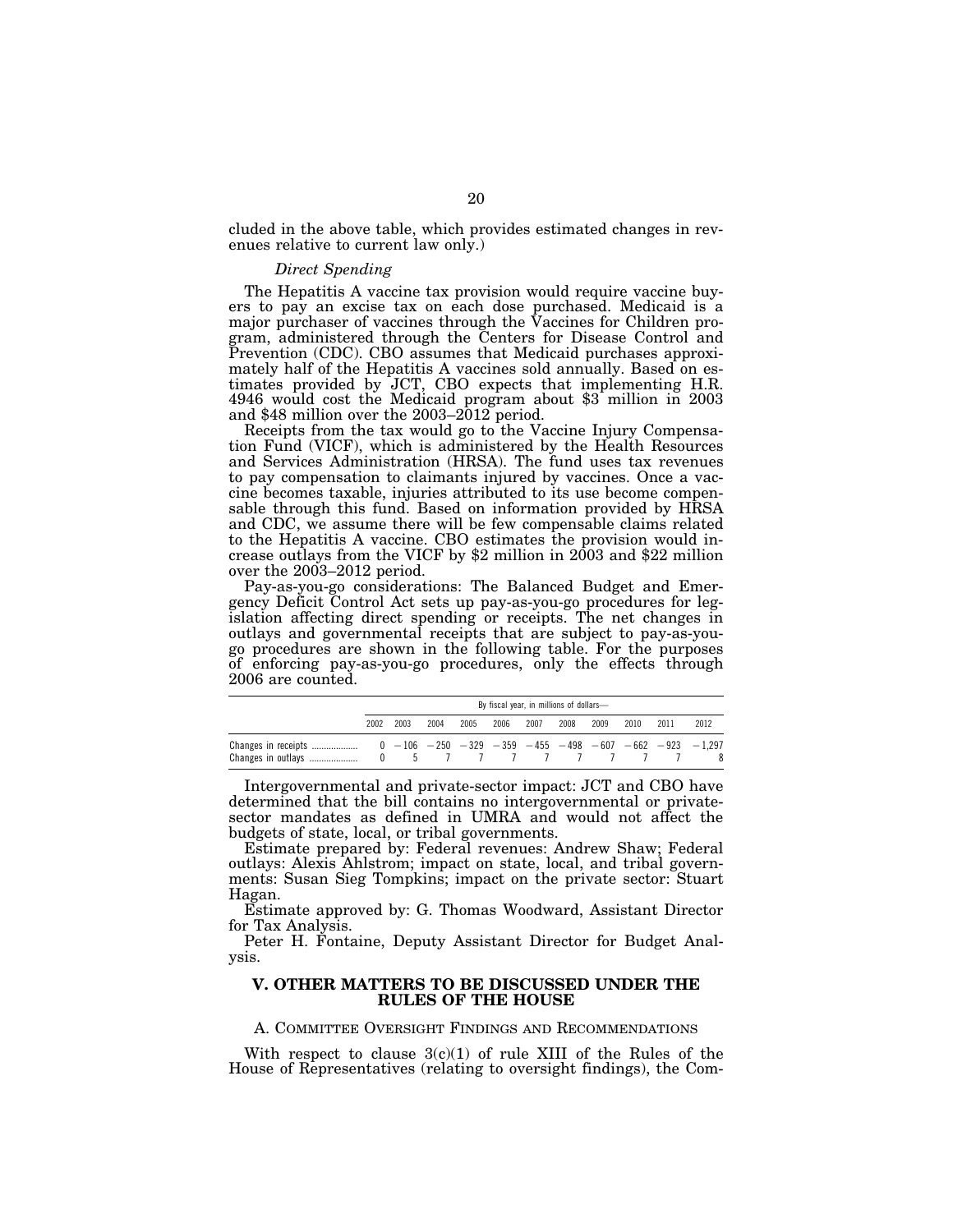cluded in the above table, which provides estimated changes in revenues relative to current law only.)

*Direct Spending*

The Hepatitis A vaccine tax provision would require vaccine buyers to pay an excise tax on each dose purchased. Medicaid is a major purchaser of vaccines through the Vaccines for Children program, administered through the Centers for Disease Control and Prevention (CDC). CBO assumes that Medicaid purchases approximately half of the Hepatitis A vaccines sold annually. Based on estimates provided by JCT, CBO expects that implementing H.R. 4946 would cost the Medicaid program about $3 million in 2003 and $48 million over the 2003–2012 period.

Receipts from the tax would go to the Vaccine Injury Compensation Fund (VICF), which is administered by the Health Resources and Services Administration (HRSA). The fund uses tax revenues to pay compensation to claimants injured by vaccines. Once a vaccine becomes taxable, injuries attributed to its use become compensable through this fund. Based on information provided by HRSA and CDC, we assume there will be few compensable claims related to the Hepatitis A vaccine. CBO estimates the provision would increase outlays from the VICF by $2 million in 2003 and $22 million over the 2003–2012 period.

Pay-as-you-go considerations: The Balanced Budget and Emergency Deficit Control Act sets up pay-as-you-go procedures for legislation affecting direct spending or receipts. The net changes in outlays and governmental receipts that are subject to pay-as-you-go procedures are shown in the following table. For the purposes of enforcing pay-as-you-go procedures, only the effects through 2006 are counted.

| | By fiscal year, in millions of dollars— | | | | | | | | | | |
|---|---|---|---|---|---|---|---|---|---|---|---|
| | 2002 | 2003 | 2004 | 2005 | 2006 | 2007 | 2008 | 2009 | 2010 | 2011 | 2012 |
| Changes in receipts | 0 | −106 | −250 | −329 | −359 | −455 | −498 | −607 | −662 | −923 | −1,297 |
| Changes in outlays | 0 | 5 | 7 | 7 | 7 | 7 | 7 | 7 | 7 | 7 | 8 |

Intergovernmental and private-sector impact: JCT and CBO have determined that the bill contains no intergovernmental or private-sector mandates as defined in UMRA and would not affect the budgets of state, local, or tribal governments.

Estimate prepared by: Federal revenues: Andrew Shaw; Federal outlays: Alexis Ahlstrom; impact on state, local, and tribal governments: Susan Sieg Tompkins; impact on the private sector: Stuart Hagan.

Estimate approved by: G. Thomas Woodward, Assistant Director for Tax Analysis.

Peter H. Fontaine, Deputy Assistant Director for Budget Analysis.

## V. OTHER MATTERS TO BE DISCUSSED UNDER THE RULES OF THE HOUSE

### A. Committee Oversight Findings and Recommendations

With respect to clause 3(c)(1) of rule XIII of the Rules of the House of Representatives (relating to oversight findings), the Com-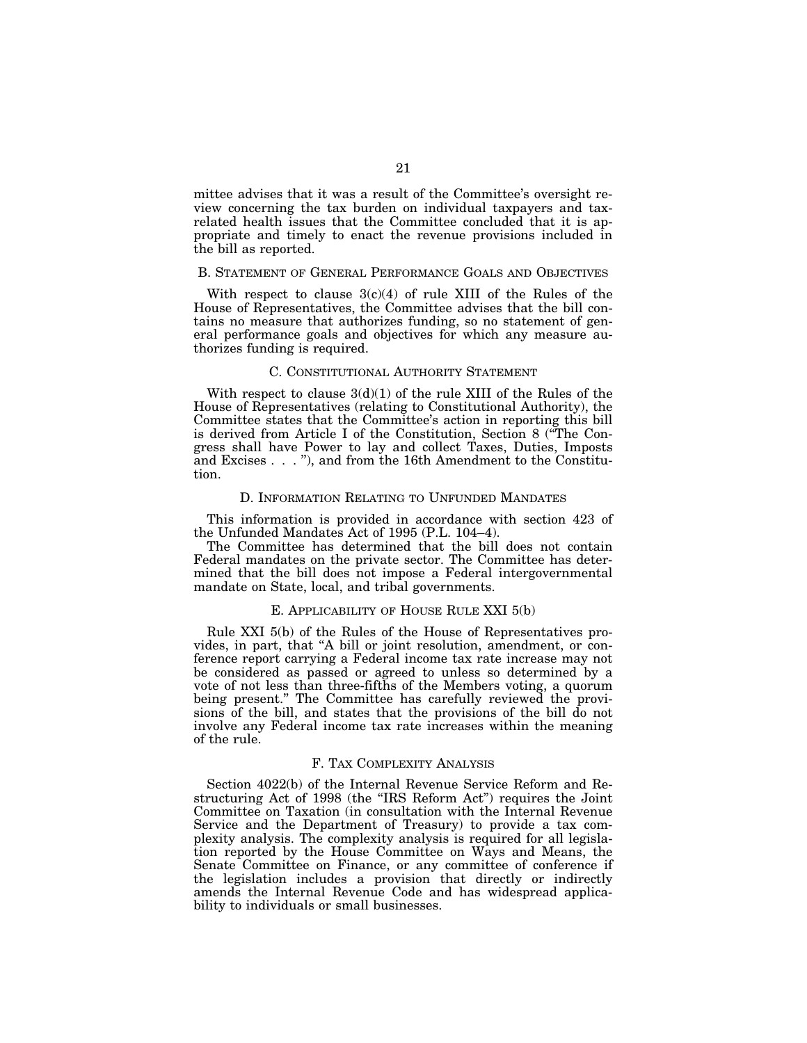mittee advises that it was a result of the Committee's oversight review concerning the tax burden on individual taxpayers and tax-related health issues that the Committee concluded that it is appropriate and timely to enact the revenue provisions included in the bill as reported.

### B. Statement of General Performance Goals and Objectives

With respect to clause 3(c)(4) of rule XIII of the Rules of the House of Representatives, the Committee advises that the bill contains no measure that authorizes funding, so no statement of general performance goals and objectives for which any measure authorizes funding is required.

### C. Constitutional Authority Statement

With respect to clause 3(d)(1) of the rule XIII of the Rules of the House of Representatives (relating to Constitutional Authority), the Committee states that the Committee's action in reporting this bill is derived from Article I of the Constitution, Section 8 ("The Congress shall have Power to lay and collect Taxes, Duties, Imposts and Excises . . . "), and from the 16th Amendment to the Constitution.

### D. Information Relating to Unfunded Mandates

This information is provided in accordance with section 423 of the Unfunded Mandates Act of 1995 (P.L. 104–4).

The Committee has determined that the bill does not contain Federal mandates on the private sector. The Committee has determined that the bill does not impose a Federal intergovernmental mandate on State, local, and tribal governments.

### E. Applicability of House Rule XXI 5(b)

Rule XXI 5(b) of the Rules of the House of Representatives provides, in part, that "A bill or joint resolution, amendment, or conference report carrying a Federal income tax rate increase may not be considered as passed or agreed to unless so determined by a vote of not less than three-fifths of the Members voting, a quorum being present." The Committee has carefully reviewed the provisions of the bill, and states that the provisions of the bill do not involve any Federal income tax rate increases within the meaning of the rule.

### F. Tax Complexity Analysis

Section 4022(b) of the Internal Revenue Service Reform and Restructuring Act of 1998 (the "IRS Reform Act") requires the Joint Committee on Taxation (in consultation with the Internal Revenue Service and the Department of Treasury) to provide a tax complexity analysis. The complexity analysis is required for all legislation reported by the House Committee on Ways and Means, the Senate Committee on Finance, or any committee of conference if the legislation includes a provision that directly or indirectly amends the Internal Revenue Code and has widespread applicability to individuals or small businesses.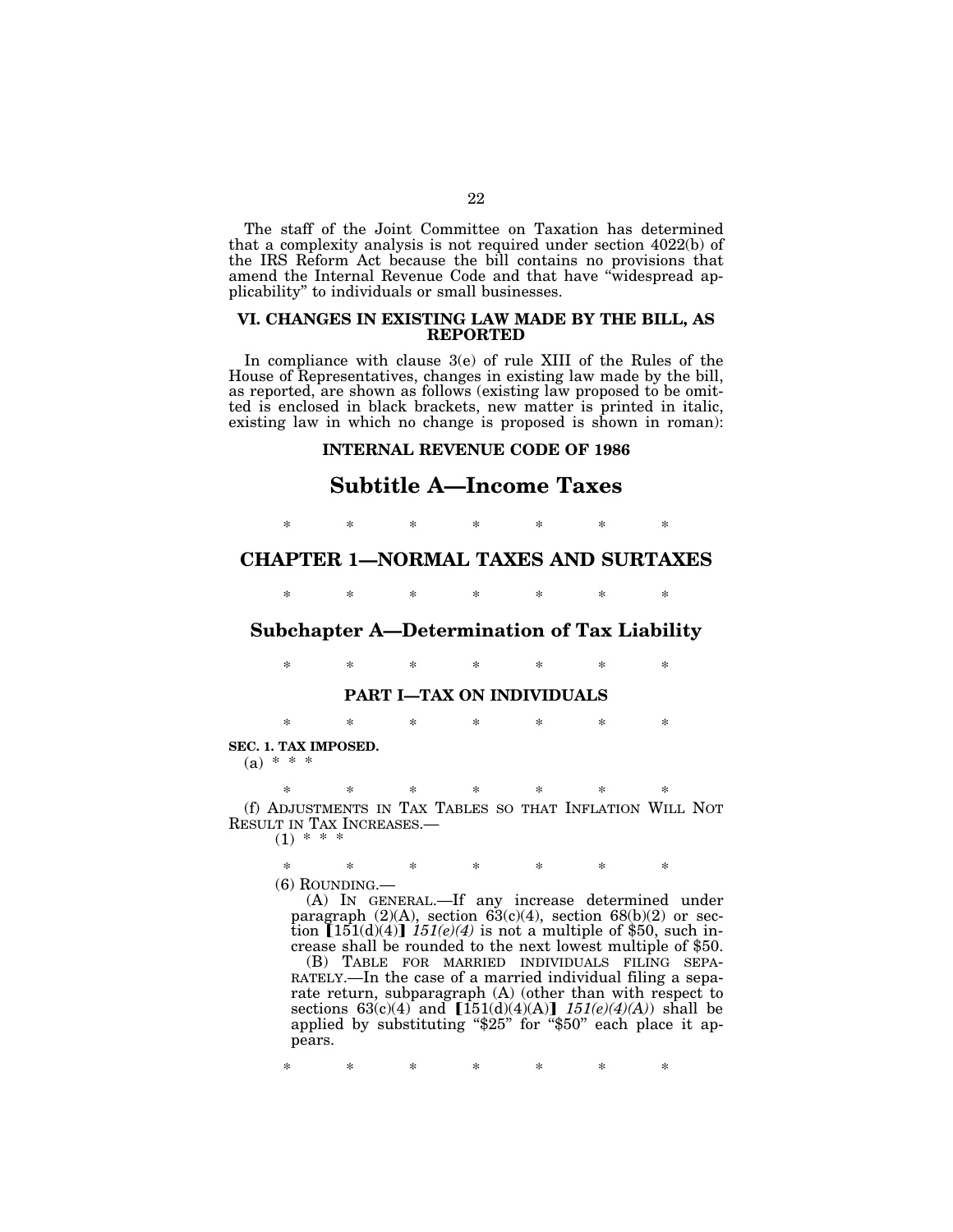The staff of the Joint Committee on Taxation has determined that a complexity analysis is not required under section 4022(b) of the IRS Reform Act because the bill contains no provisions that amend the Internal Revenue Code and that have "widespread applicability" to individuals or small businesses.

## VI. CHANGES IN EXISTING LAW MADE BY THE BILL, AS REPORTED

In compliance with clause 3(e) of rule XIII of the Rules of the House of Representatives, changes in existing law made by the bill, as reported, are shown as follows (existing law proposed to be omitted is enclosed in black brackets, new matter is printed in italic, existing law in which no change is proposed is shown in roman):

### INTERNAL REVENUE CODE OF 1986

# Subtitle A—Income Taxes

\* \* \* \* \* \* \*

## CHAPTER 1—NORMAL TAXES AND SURTAXES

\* \* \* \* \* \* \*

## Subchapter A—Determination of Tax Liability

\* \* \* \* \* \* \*

### PART I—TAX ON INDIVIDUALS

\* \* \* \* \* \* \*

**SEC. 1. TAX IMPOSED.**

(a) \* \* \*

\* \* \* \* \* \* \*

(f) ADJUSTMENTS IN TAX TABLES SO THAT INFLATION WILL NOT RESULT IN TAX INCREASES.—

(1) \* \* \*

\* \* \* \* \* \* \*

(6) ROUNDING.—

(A) IN GENERAL.—If any increase determined under paragraph (2)(A), section 63(c)(4), section 68(b)(2) or section [151(d)(4)] *151(e)(4)* is not a multiple of $50, such increase shall be rounded to the next lowest multiple of $50.

(B) TABLE FOR MARRIED INDIVIDUALS FILING SEPARATELY.—In the case of a married individual filing a separate return, subparagraph (A) (other than with respect to sections 63(c)(4) and [151(d)(4)(A)] *151(e)(4)(A)*) shall be applied by substituting "$25" for "$50" each place it appears.

\* \* \* \* \* \* \*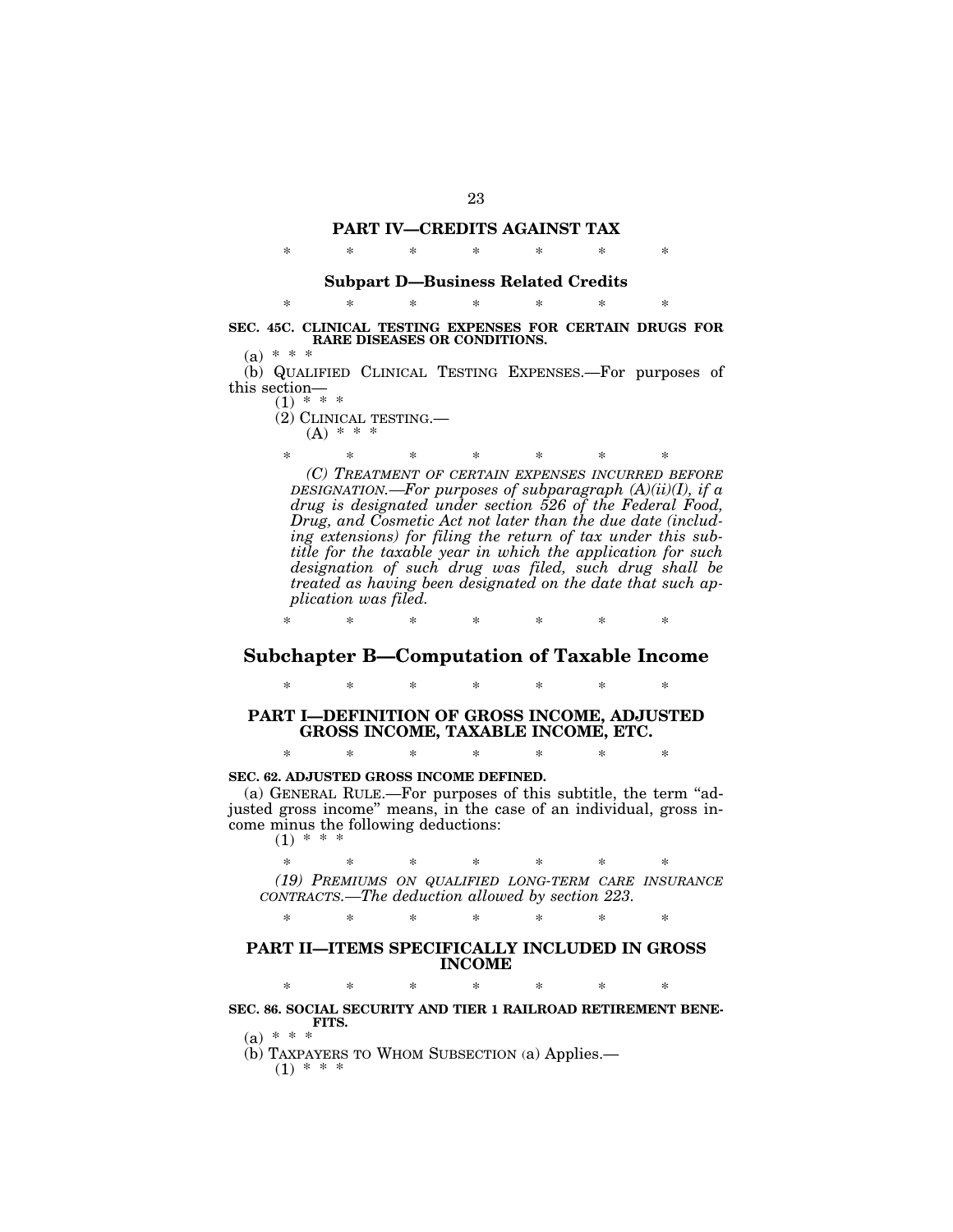## PART IV—CREDITS AGAINST TAX

\* \* \* \* \* \* \*

### Subpart D—Business Related Credits

\* \* \* \* \* \* \*

**SEC. 45C. CLINICAL TESTING EXPENSES FOR CERTAIN DRUGS FOR RARE DISEASES OR CONDITIONS.**

(a) \* \* \*

(b) QUALIFIED CLINICAL TESTING EXPENSES.—For purposes of this section—

(1) \* \* \*

(2) CLINICAL TESTING.—

(A) \* \* \*

\* \* \* \* \* \* \*

*(C) TREATMENT OF CERTAIN EXPENSES INCURRED BEFORE DESIGNATION.—For purposes of subparagraph (A)(ii)(I), if a drug is designated under section 526 of the Federal Food, Drug, and Cosmetic Act not later than the due date (including extensions) for filing the return of tax under this subtitle for the taxable year in which the application for such designation of such drug was filed, such drug shall be treated as having been designated on the date that such application was filed.*

\* \* \* \* \* \* \*

# Subchapter B—Computation of Taxable Income

\* \* \* \* \* \* \*

## PART I—DEFINITION OF GROSS INCOME, ADJUSTED GROSS INCOME, TAXABLE INCOME, ETC.

\* \* \* \* \* \* \*

**SEC. 62. ADJUSTED GROSS INCOME DEFINED.**

(a) GENERAL RULE.—For purposes of this subtitle, the term "adjusted gross income" means, in the case of an individual, gross income minus the following deductions:

(1) \* \* \*

\* \* \* \* \* \* \*

*(19) PREMIUMS ON QUALIFIED LONG-TERM CARE INSURANCE CONTRACTS.—The deduction allowed by section 223.*

\* \* \* \* \* \* \*

## PART II—ITEMS SPECIFICALLY INCLUDED IN GROSS INCOME

\* \* \* \* \* \* \*

**SEC. 86. SOCIAL SECURITY AND TIER 1 RAILROAD RETIREMENT BENEFITS.**

(a) \* \* \*

(b) TAXPAYERS TO WHOM SUBSECTION (a) Applies.—

(1) \* \* \*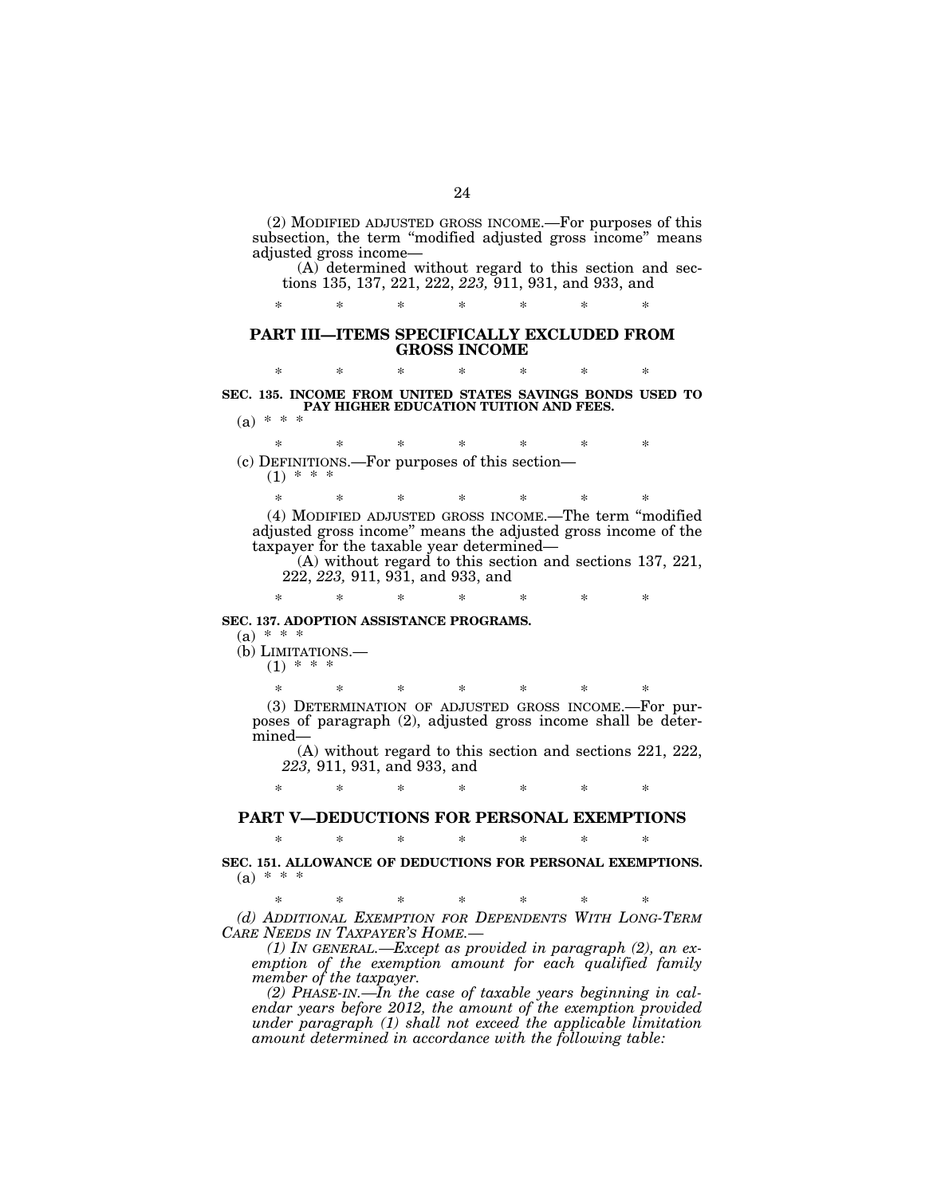(2) MODIFIED ADJUSTED GROSS INCOME.—For purposes of this subsection, the term "modified adjusted gross income" means adjusted gross income—

(A) determined without regard to this section and sections 135, 137, 221, 222, *223,* 911, 931, and 933, and

\* \* \* \* \* \* \*

## PART III—ITEMS SPECIFICALLY EXCLUDED FROM GROSS INCOME

\* \* \* \* \* \* \*

**SEC. 135. INCOME FROM UNITED STATES SAVINGS BONDS USED TO PAY HIGHER EDUCATION TUITION AND FEES.**

(a) \* \* \*

\* \* \* \* \* \* \*

(c) DEFINITIONS.—For purposes of this section—

(1) \* \* \*

\* \* \* \* \* \* \*

(4) MODIFIED ADJUSTED GROSS INCOME.—The term "modified adjusted gross income" means the adjusted gross income of the taxpayer for the taxable year determined—

(A) without regard to this section and sections 137, 221, 222, *223,* 911, 931, and 933, and

\* \* \* \* \* \* \*

**SEC. 137. ADOPTION ASSISTANCE PROGRAMS.**

(a) \* \* \*

(b) LIMITATIONS.—

(1) \* \* \*

\* \* \* \* \* \* \*

(3) DETERMINATION OF ADJUSTED GROSS INCOME.—For purposes of paragraph (2), adjusted gross income shall be determined—

(A) without regard to this section and sections 221, 222, *223,* 911, 931, and 933, and

\* \* \* \* \* \* \*

## PART V—DEDUCTIONS FOR PERSONAL EXEMPTIONS

\* \* \* \* \* \* \*

**SEC. 151. ALLOWANCE OF DEDUCTIONS FOR PERSONAL EXEMPTIONS.**

(a) \* \* \*

\* \* \* \* \* \* \*

*(d) ADDITIONAL EXEMPTION FOR DEPENDENTS WITH LONG-TERM CARE NEEDS IN TAXPAYER'S HOME.—*

*(1) IN GENERAL.—Except as provided in paragraph (2), an exemption of the exemption amount for each qualified family member of the taxpayer.*

*(2) PHASE-IN.—In the case of taxable years beginning in calendar years before 2012, the amount of the exemption provided under paragraph (1) shall not exceed the applicable limitation amount determined in accordance with the following table:*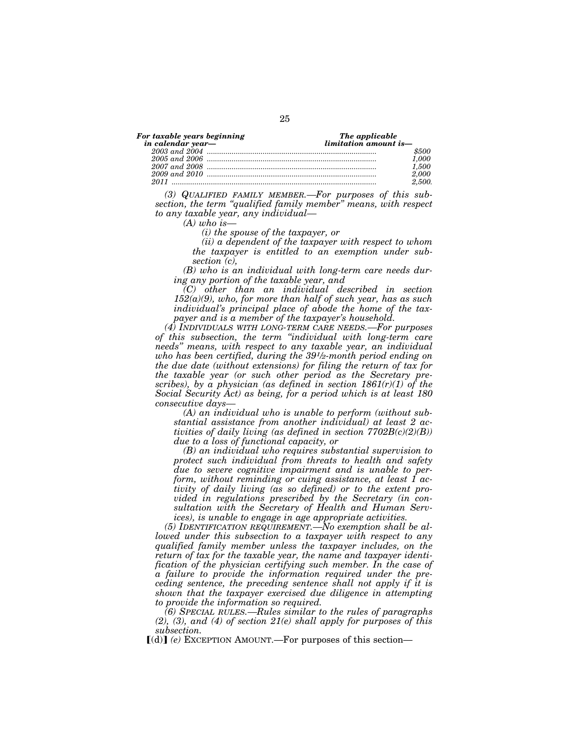| *For taxable years beginning in calendar year—* | *The applicable limitation amount is—* |
|---|---|
| *2003 and 2004* | *$500* |
| *2005 and 2006* | *1,000* |
| *2007 and 2008* | *1,500* |
| *2009 and 2010* | *2,000* |
| *2011* | *2,500.* |

*(3) QUALIFIED FAMILY MEMBER.—For purposes of this subsection, the term "qualified family member" means, with respect to any taxable year, any individual—*

*(A) who is—*

*(i) the spouse of the taxpayer, or*

*(ii) a dependent of the taxpayer with respect to whom the taxpayer is entitled to an exemption under subsection (c),*

*(B) who is an individual with long-term care needs during any portion of the taxable year, and*

*(C) other than an individual described in section 152(a)(9), who, for more than half of such year, has as such individual's principal place of abode the home of the taxpayer and is a member of the taxpayer's household.*

*(4) INDIVIDUALS WITH LONG-TERM CARE NEEDS.—For purposes of this subsection, the term "individual with long-term care needs" means, with respect to any taxable year, an individual who has been certified, during the 39½-month period ending on the due date (without extensions) for filing the return of tax for the taxable year (or such other period as the Secretary prescribes), by a physician (as defined in section 1861(r)(1) of the Social Security Act) as being, for a period which is at least 180 consecutive days—*

*(A) an individual who is unable to perform (without substantial assistance from another individual) at least 2 activities of daily living (as defined in section 7702B(c)(2)(B)) due to a loss of functional capacity, or*

*(B) an individual who requires substantial supervision to protect such individual from threats to health and safety due to severe cognitive impairment and is unable to perform, without reminding or cuing assistance, at least 1 activity of daily living (as so defined) or to the extent provided in regulations prescribed by the Secretary (in consultation with the Secretary of Health and Human Services), is unable to engage in age appropriate activities.*

*(5) IDENTIFICATION REQUIREMENT.—No exemption shall be allowed under this subsection to a taxpayer with respect to any qualified family member unless the taxpayer includes, on the return of tax for the taxable year, the name and taxpayer identification of the physician certifying such member. In the case of a failure to provide the information required under the preceding sentence, the preceding sentence shall not apply if it is shown that the taxpayer exercised due diligence in attempting to provide the information so required.*

*(6) SPECIAL RULES.—Rules similar to the rules of paragraphs (2), (3), and (4) of section 21(e) shall apply for purposes of this subsection.*

[(d)] *(e)* EXCEPTION AMOUNT.—For purposes of this section—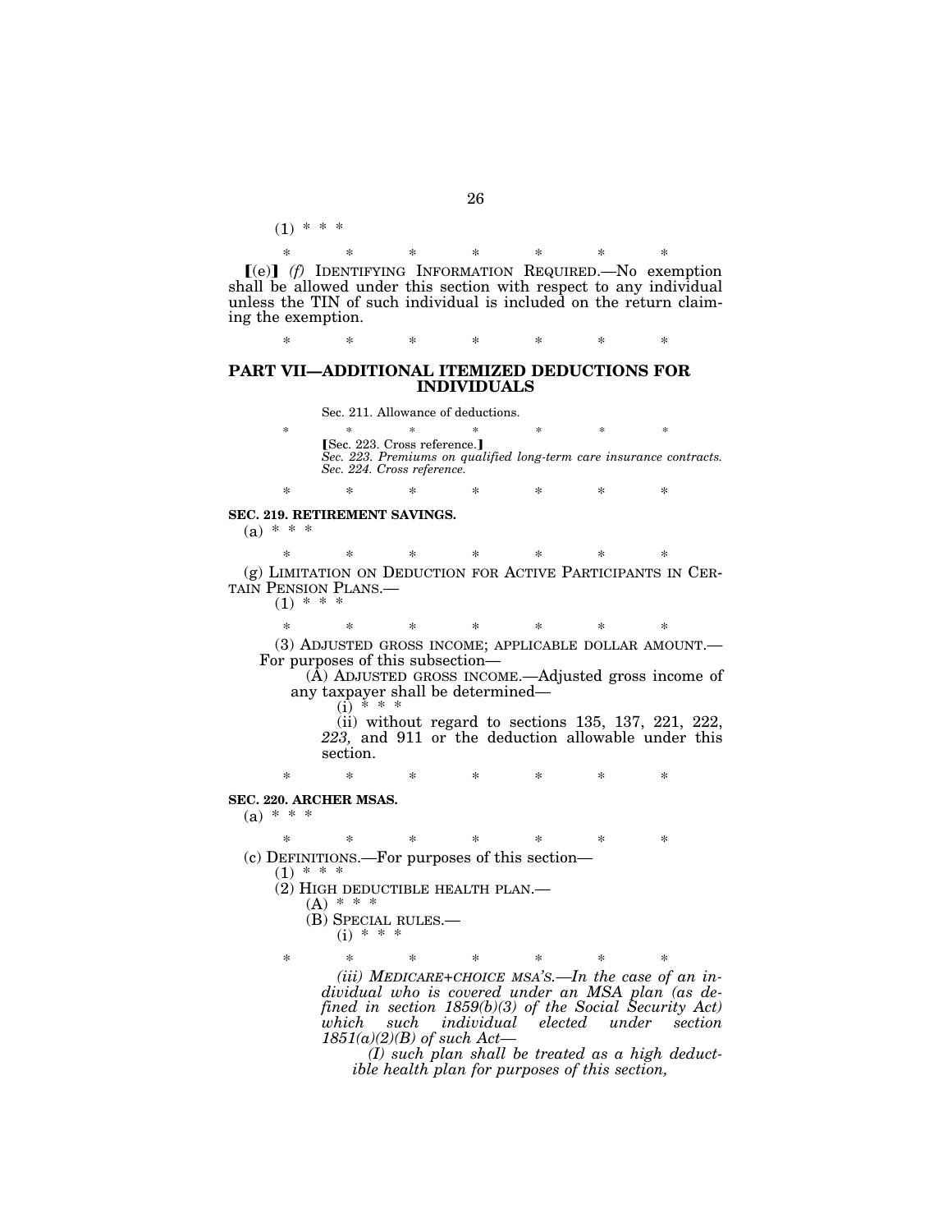(1) * * *

\* \* \* \* \* \* \*

【(e)】 *(f)* IDENTIFYING INFORMATION REQUIRED.—No exemption shall be allowed under this section with respect to any individual unless the TIN of such individual is included on the return claiming the exemption.

\* \* \* \* \* \* \*

## PART VII—ADDITIONAL ITEMIZED DEDUCTIONS FOR INDIVIDUALS

Sec. 211. Allowance of deductions.

\* \* \* \* \* \* \*

【Sec. 223. Cross reference.】
*Sec. 223. Premiums on qualified long-term care insurance contracts.*
*Sec. 224. Cross reference.*

\* \* \* \* \* \* \*

**SEC. 219. RETIREMENT SAVINGS.**

(a) * * *

\* \* \* \* \* \* \*

(g) LIMITATION ON DEDUCTION FOR ACTIVE PARTICIPANTS IN CERTAIN PENSION PLANS.—

(1) * * *

\* \* \* \* \* \* \*

(3) ADJUSTED GROSS INCOME; APPLICABLE DOLLAR AMOUNT.—For purposes of this subsection—

(A) ADJUSTED GROSS INCOME.—Adjusted gross income of any taxpayer shall be determined—

(i) * * *

(ii) without regard to sections 135, 137, 221, 222, *223,* and 911 or the deduction allowable under this section.

\* \* \* \* \* \* \*

**SEC. 220. ARCHER MSAS.**

(a) * * *

\* \* \* \* \* \* \*

(c) DEFINITIONS.—For purposes of this section—

(1) * * *

(2) HIGH DEDUCTIBLE HEALTH PLAN.—

(A) * * *

(B) SPECIAL RULES.—

(i) * * *

\* \* \* \* \* \* \*

*(iii) MEDICARE+CHOICE MSA'S.—In the case of an individual who is covered under an MSA plan (as defined in section 1859(b)(3) of the Social Security Act) which such individual elected under section 1851(a)(2)(B) of such Act—*

*(I) such plan shall be treated as a high deductible health plan for purposes of this section,*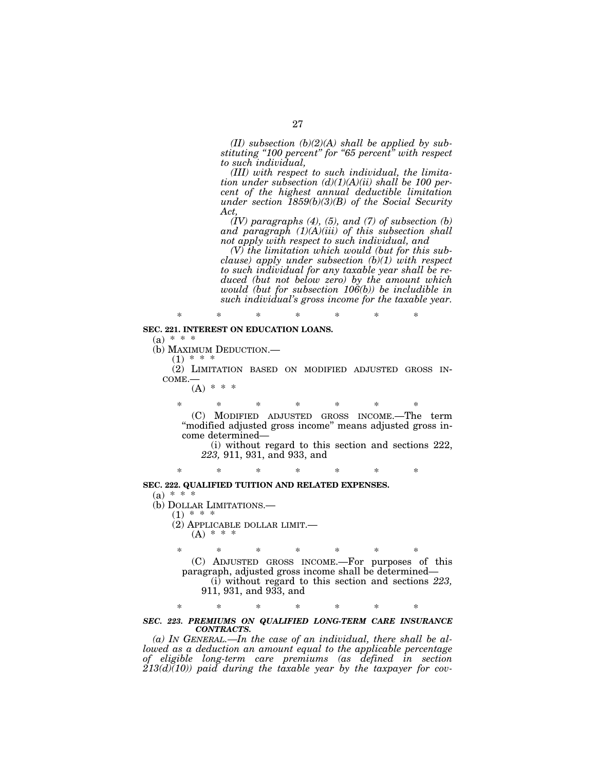*(II) subsection (b)(2)(A) shall be applied by substituting "100 percent" for "65 percent" with respect to such individual,*

*(III) with respect to such individual, the limitation under subsection (d)(1)(A)(ii) shall be 100 percent of the highest annual deductible limitation under section 1859(b)(3)(B) of the Social Security Act,*

*(IV) paragraphs (4), (5), and (7) of subsection (b) and paragraph (1)(A)(iii) of this subsection shall not apply with respect to such individual, and*

*(V) the limitation which would (but for this subclause) apply under subsection (b)(1) with respect to such individual for any taxable year shall be reduced (but not below zero) by the amount which would (but for subsection 106(b)) be includible in such individual's gross income for the taxable year.*

\* \* \* \* \* \* \*

**SEC. 221. INTEREST ON EDUCATION LOANS.**

(a) \* \* \*

(b) MAXIMUM DEDUCTION.—

(1) \* \* \*

(2) LIMITATION BASED ON MODIFIED ADJUSTED GROSS INCOME.—

(A) \* \* \*

\* \* \* \* \* \* \*

(C) MODIFIED ADJUSTED GROSS INCOME.—The term "modified adjusted gross income" means adjusted gross income determined—

(i) without regard to this section and sections 222, *223,* 911, 931, and 933, and

\* \* \* \* \* \* \*

**SEC. 222. QUALIFIED TUITION AND RELATED EXPENSES.**

(a) \* \* \*

(b) DOLLAR LIMITATIONS.—

(1) \* \* \*

(2) APPLICABLE DOLLAR LIMIT.—

(A) \* \* \*

\* \* \* \* \* \* \*

(C) ADJUSTED GROSS INCOME.—For purposes of this paragraph, adjusted gross income shall be determined—

(i) without regard to this section and sections *223,* 911, 931, and 933, and

\* \* \* \* \* \* \*

***SEC. 223. PREMIUMS ON QUALIFIED LONG-TERM CARE INSURANCE CONTRACTS.***

*(a) IN GENERAL.—In the case of an individual, there shall be allowed as a deduction an amount equal to the applicable percentage of eligible long-term care premiums (as defined in section 213(d)(10)) paid during the taxable year by the taxpayer for cov-*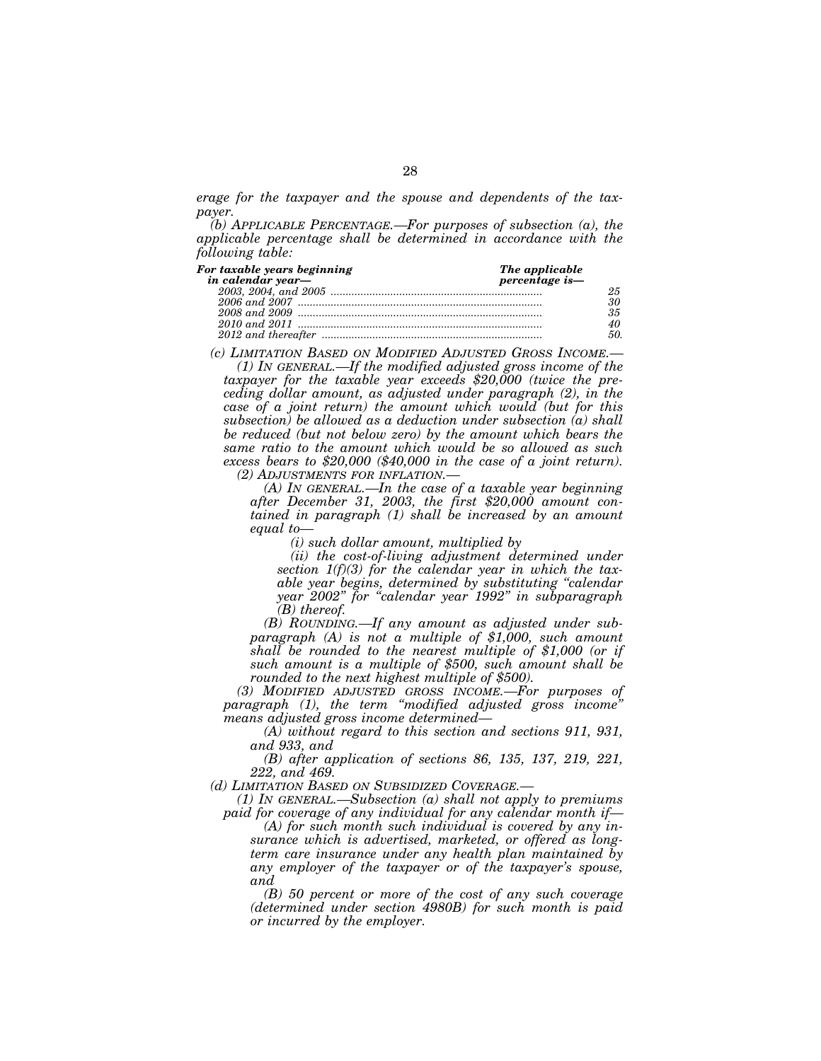*erage for the taxpayer and the spouse and dependents of the taxpayer.*

*(b) APPLICABLE PERCENTAGE.—For purposes of subsection (a), the applicable percentage shall be determined in accordance with the following table:*

| ***For taxable years beginning in calendar year—*** | ***The applicable percentage is—*** |
| --- | --- |
| *2003, 2004, and 2005* | *25* |
| *2006 and 2007* | *30* |
| *2008 and 2009* | *35* |
| *2010 and 2011* | *40* |
| *2012 and thereafter* | *50.* |

*(c) LIMITATION BASED ON MODIFIED ADJUSTED GROSS INCOME.—*

*(1) IN GENERAL.—If the modified adjusted gross income of the taxpayer for the taxable year exceeds $20,000 (twice the preceding dollar amount, as adjusted under paragraph (2), in the case of a joint return) the amount which would (but for this subsection) be allowed as a deduction under subsection (a) shall be reduced (but not below zero) by the amount which bears the same ratio to the amount which would be so allowed as such excess bears to $20,000 ($40,000 in the case of a joint return).*

*(2) ADJUSTMENTS FOR INFLATION.—*

*(A) IN GENERAL.—In the case of a taxable year beginning after December 31, 2003, the first $20,000 amount contained in paragraph (1) shall be increased by an amount equal to—*

*(i) such dollar amount, multiplied by*

*(ii) the cost-of-living adjustment determined under section 1(f)(3) for the calendar year in which the taxable year begins, determined by substituting "calendar year 2002" for "calendar year 1992" in subparagraph (B) thereof.*

*(B) ROUNDING.—If any amount as adjusted under subparagraph (A) is not a multiple of $1,000, such amount shall be rounded to the nearest multiple of $1,000 (or if such amount is a multiple of $500, such amount shall be rounded to the next highest multiple of $500).*

*(3) MODIFIED ADJUSTED GROSS INCOME.—For purposes of paragraph (1), the term "modified adjusted gross income" means adjusted gross income determined—*

*(A) without regard to this section and sections 911, 931, and 933, and*

*(B) after application of sections 86, 135, 137, 219, 221, 222, and 469.*

*(d) LIMITATION BASED ON SUBSIDIZED COVERAGE.—*

*(1) IN GENERAL.—Subsection (a) shall not apply to premiums paid for coverage of any individual for any calendar month if—*

*(A) for such month such individual is covered by any insurance which is advertised, marketed, or offered as long-term care insurance under any health plan maintained by any employer of the taxpayer or of the taxpayer's spouse, and*

*(B) 50 percent or more of the cost of any such coverage (determined under section 4980B) for such month is paid or incurred by the employer.*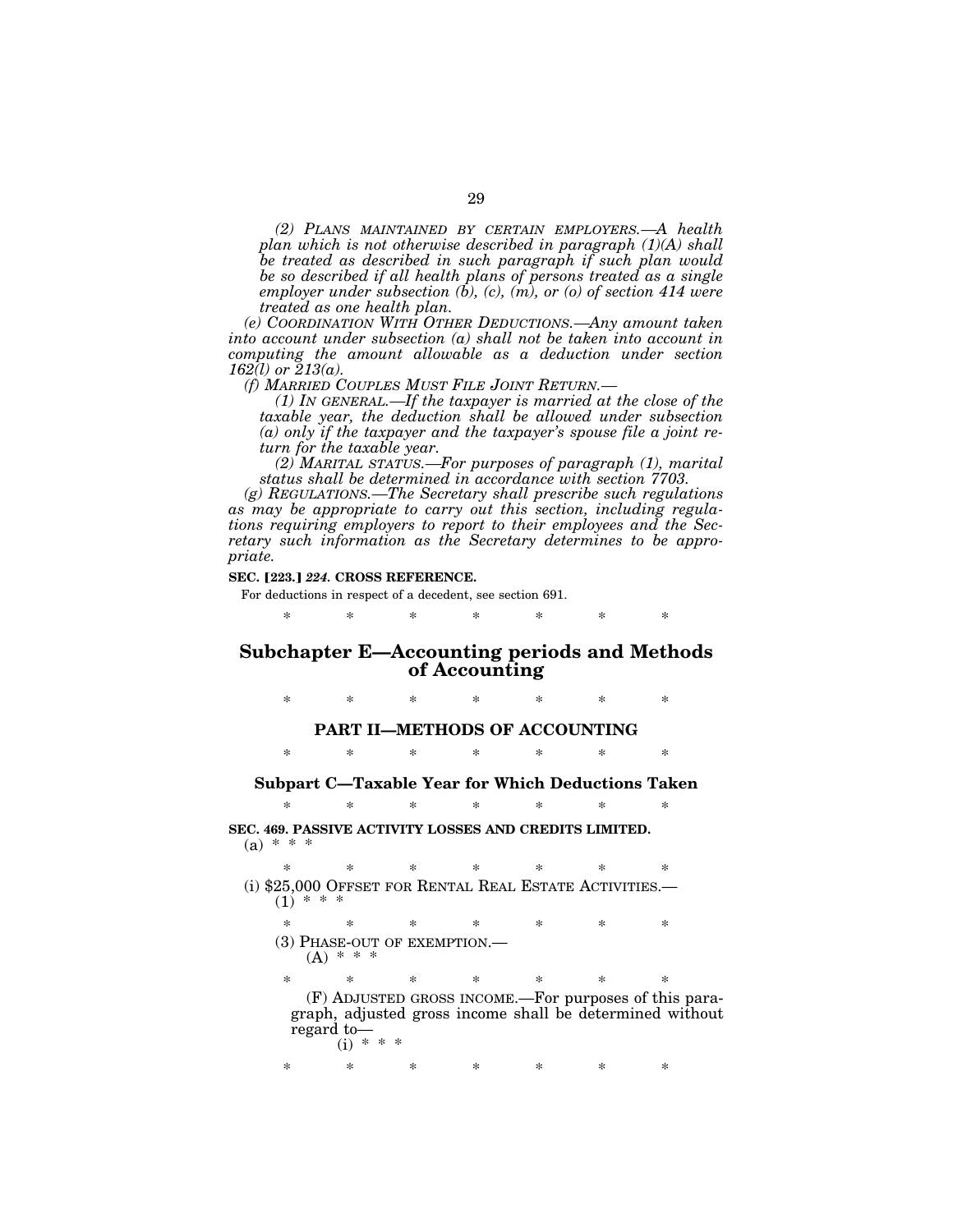*(2) PLANS MAINTAINED BY CERTAIN EMPLOYERS.—A health plan which is not otherwise described in paragraph (1)(A) shall be treated as described in such paragraph if such plan would be so described if all health plans of persons treated as a single employer under subsection (b), (c), (m), or (o) of section 414 were treated as one health plan.*

*(e) COORDINATION WITH OTHER DEDUCTIONS.—Any amount taken into account under subsection (a) shall not be taken into account in computing the amount allowable as a deduction under section 162(l) or 213(a).*

*(f) MARRIED COUPLES MUST FILE JOINT RETURN.—*

*(1) IN GENERAL.—If the taxpayer is married at the close of the taxable year, the deduction shall be allowed under subsection (a) only if the taxpayer and the taxpayer's spouse file a joint return for the taxable year.*

*(2) MARITAL STATUS.—For purposes of paragraph (1), marital status shall be determined in accordance with section 7703.*

*(g) REGULATIONS.—The Secretary shall prescribe such regulations as may be appropriate to carry out this section, including regulations requiring employers to report to their employees and the Secretary such information as the Secretary determines to be appropriate.*

**SEC. [223.] *224.* CROSS REFERENCE.**

For deductions in respect of a decedent, see section 691.

\* \* \* \* \* \* \*

## Subchapter E—Accounting periods and Methods of Accounting

\* \* \* \* \* \* \*

### PART II—METHODS OF ACCOUNTING

\* \* \* \* \* \* \*

#### Subpart C—Taxable Year for Which Deductions Taken

\* \* \* \* \* \* \*

**SEC. 469. PASSIVE ACTIVITY LOSSES AND CREDITS LIMITED.**

(a) \* \* \*

\* \* \* \* \* \* \*

(i) $25,000 OFFSET FOR RENTAL REAL ESTATE ACTIVITIES.—

(1) \* \* \*

\* \* \* \* \* \* \*

(3) PHASE-OUT OF EXEMPTION.—

(A) \* \* \*

\* \* \* \* \* \* \*

(F) ADJUSTED GROSS INCOME.—For purposes of this paragraph, adjusted gross income shall be determined without regard to—

(i) \* \* \*

\* \* \* \* \* \* \*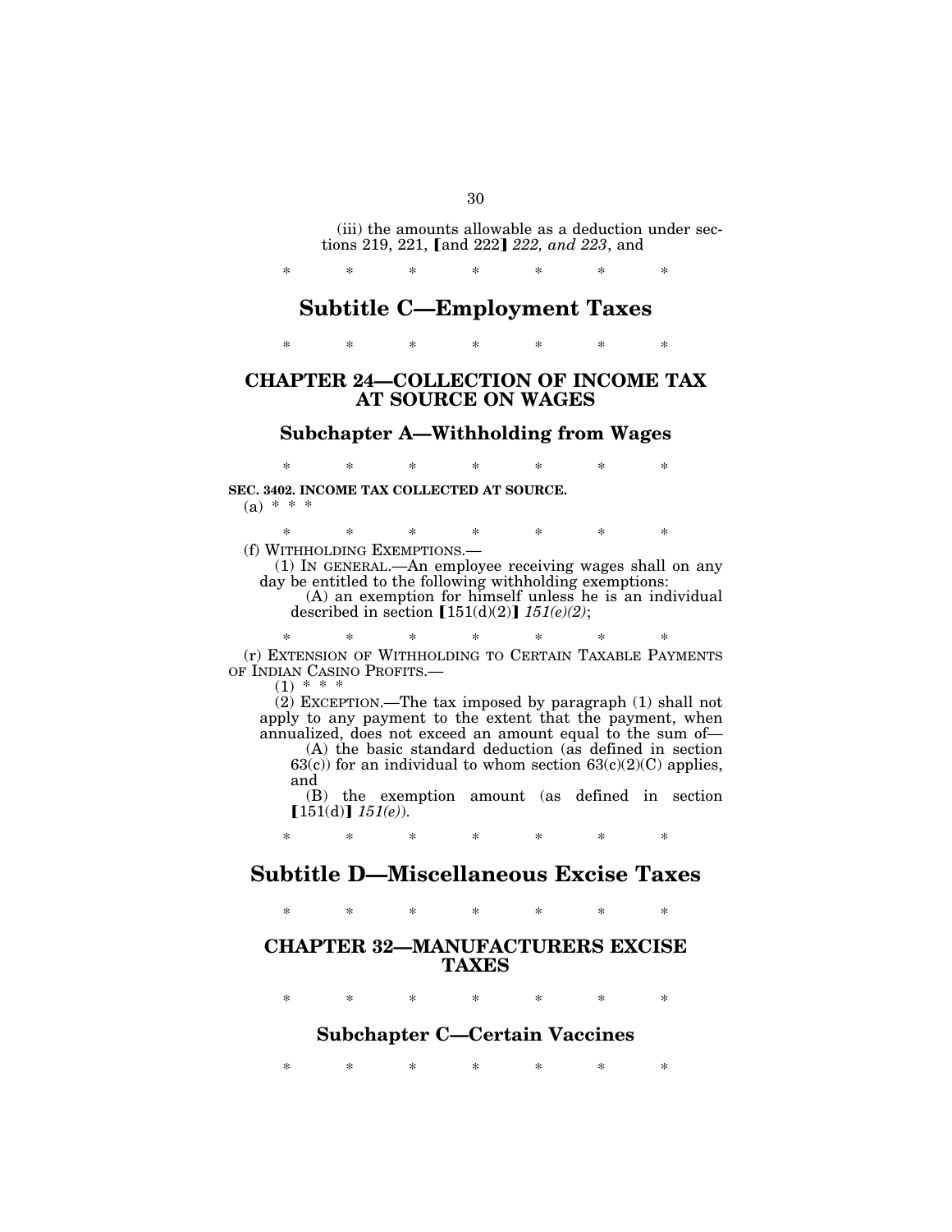(iii) the amounts allowable as a deduction under sections 219, 221, ⟦and 222⟧ *222, and 223*, and

\* \* \* \* \* \* \*

# Subtitle C—Employment Taxes

\* \* \* \* \* \* \*

## CHAPTER 24—COLLECTION OF INCOME TAX AT SOURCE ON WAGES

### Subchapter A—Withholding from Wages

\* \* \* \* \* \* \*

**SEC. 3402. INCOME TAX COLLECTED AT SOURCE.**

(a) \* \* \*

\* \* \* \* \* \* \*

(f) WITHHOLDING EXEMPTIONS.—

(1) IN GENERAL.—An employee receiving wages shall on any day be entitled to the following withholding exemptions:

(A) an exemption for himself unless he is an individual described in section ⟦151(d)(2)⟧ *151(e)(2)*;

\* \* \* \* \* \* \*

(r) EXTENSION OF WITHHOLDING TO CERTAIN TAXABLE PAYMENTS OF INDIAN CASINO PROFITS.—

(1) \* \* \*

(2) EXCEPTION.—The tax imposed by paragraph (1) shall not apply to any payment to the extent that the payment, when annualized, does not exceed an amount equal to the sum of—

(A) the basic standard deduction (as defined in section 63(c)) for an individual to whom section 63(c)(2)(C) applies, and

(B) the exemption amount (as defined in section ⟦151(d)⟧ *151(e)*).

\* \* \* \* \* \* \*

# Subtitle D—Miscellaneous Excise Taxes

\* \* \* \* \* \* \*

## CHAPTER 32—MANUFACTURERS EXCISE TAXES

\* \* \* \* \* \* \*

### Subchapter C—Certain Vaccines

\* \* \* \* \* \* \*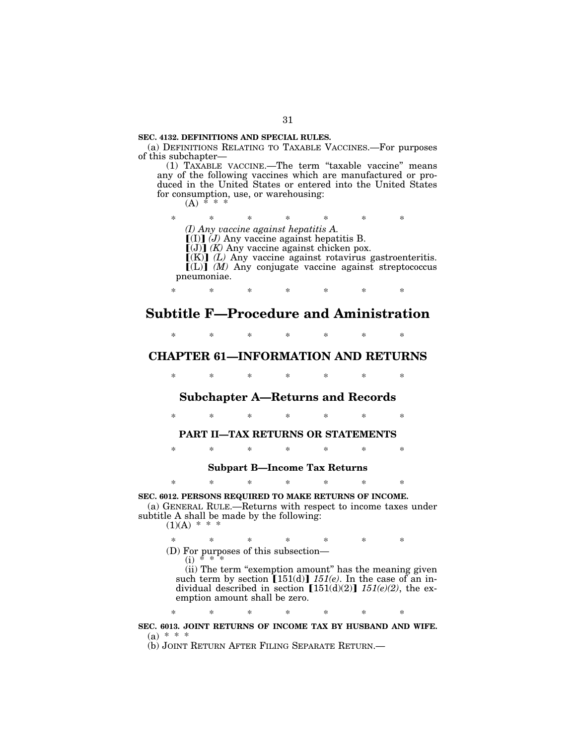**SEC. 4132. DEFINITIONS AND SPECIAL RULES.**

(a) DEFINITIONS RELATING TO TAXABLE VACCINES.—For purposes of this subchapter—

(1) TAXABLE VACCINE.—The term "taxable vaccine" means any of the following vaccines which are manufactured or produced in the United States or entered into the United States for consumption, use, or warehousing:

(A) * * *

\* \* \* \* \* \* \*

*(I) Any vaccine against hepatitis A.*

【(I)】 *(J)* Any vaccine against hepatitis B.

【(J)】 *(K)* Any vaccine against chicken pox.

【(K)】 *(L)* Any vaccine against rotavirus gastroenteritis.

【(L)】 *(M)* Any conjugate vaccine against streptococcus pneumoniae.

\* \* \* \* \* \* \*

# Subtitle F—Procedure and Aministration

\* \* \* \* \* \* \*

## CHAPTER 61—INFORMATION AND RETURNS

\* \* \* \* \* \* \*

### Subchapter A—Returns and Records

\* \* \* \* \* \* \*

#### PART II—TAX RETURNS OR STATEMENTS

\* \* \* \* \* \* \*

##### Subpart B—Income Tax Returns

\* \* \* \* \* \* \*

**SEC. 6012. PERSONS REQUIRED TO MAKE RETURNS OF INCOME.**

(a) GENERAL RULE.—Returns with respect to income taxes under subtitle A shall be made by the following:

(1)(A) * * *

\* \* \* \* \* \* \*

(D) For purposes of this subsection—

(i) * * *

(ii) The term "exemption amount" has the meaning given such term by section 【151(d)】 *151(e)*. In the case of an individual described in section 【151(d)(2)】 *151(e)(2)*, the exemption amount shall be zero.

\* \* \* \* \* \* \*

**SEC. 6013. JOINT RETURNS OF INCOME TAX BY HUSBAND AND WIFE.**

(a) * * *

(b) JOINT RETURN AFTER FILING SEPARATE RETURN.—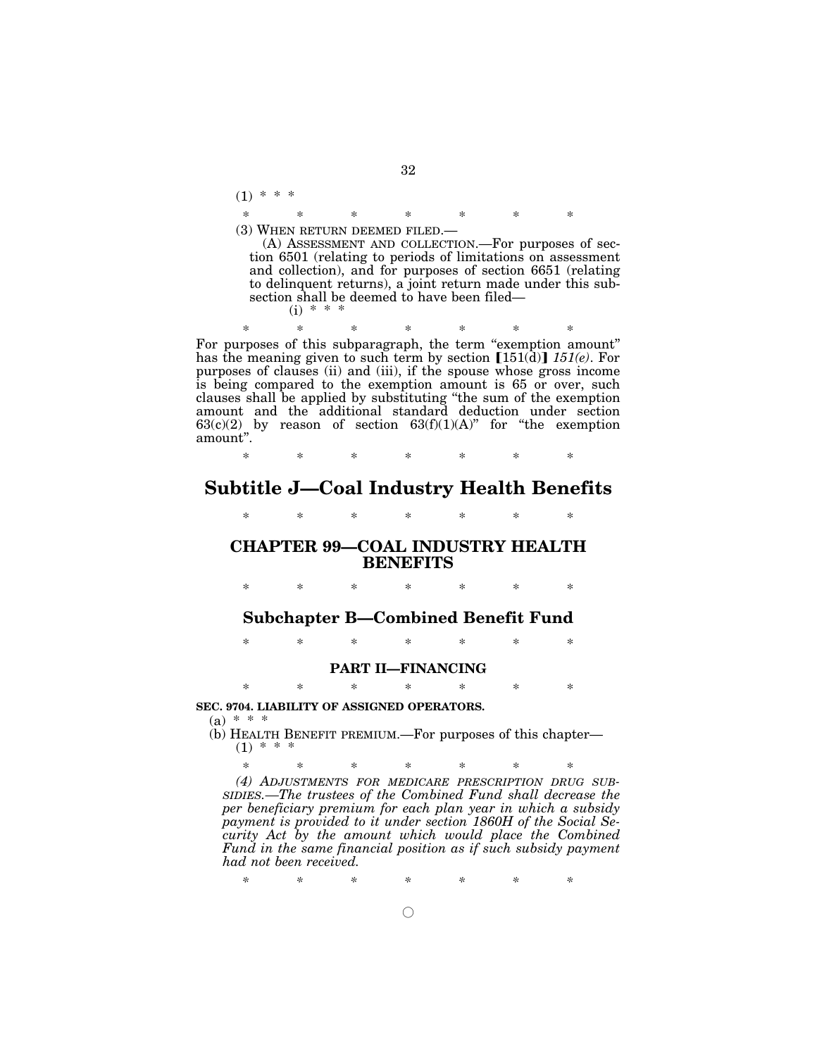(1) * * *

\* \* \* \* \* \* \*

(3) WHEN RETURN DEEMED FILED.—

(A) ASSESSMENT AND COLLECTION.—For purposes of section 6501 (relating to periods of limitations on assessment and collection), and for purposes of section 6651 (relating to delinquent returns), a joint return made under this subsection shall be deemed to have been filed—

(i) * * *

\* \* \* \* \* \* \*

For purposes of this subparagraph, the term "exemption amount" has the meaning given to such term by section [151(d)] *151(e)*. For purposes of clauses (ii) and (iii), if the spouse whose gross income is being compared to the exemption amount is 65 or over, such clauses shall be applied by substituting "the sum of the exemption amount and the additional standard deduction under section 63(c)(2) by reason of section 63(f)(1)(A)" for "the exemption amount".

\* \* \* \* \* \* \*

# Subtitle J—Coal Industry Health Benefits

\* \* \* \* \* \* \*

## CHAPTER 99—COAL INDUSTRY HEALTH BENEFITS

\* \* \* \* \* \* \*

### Subchapter B—Combined Benefit Fund

\* \* \* \* \* \* \*

#### PART II—FINANCING

\* \* \* \* \* \* \*

**SEC. 9704. LIABILITY OF ASSIGNED OPERATORS.**

(a) * * *

(b) HEALTH BENEFIT PREMIUM.—For purposes of this chapter—

(1) * * *

\* \* \* \* \* \* \*

*(4) ADJUSTMENTS FOR MEDICARE PRESCRIPTION DRUG SUBSIDIES.—The trustees of the Combined Fund shall decrease the per beneficiary premium for each plan year in which a subsidy payment is provided to it under section 1860H of the Social Security Act by the amount which would place the Combined Fund in the same financial position as if such subsidy payment had not been received.*

\* \* \* \* \* \* \*

○